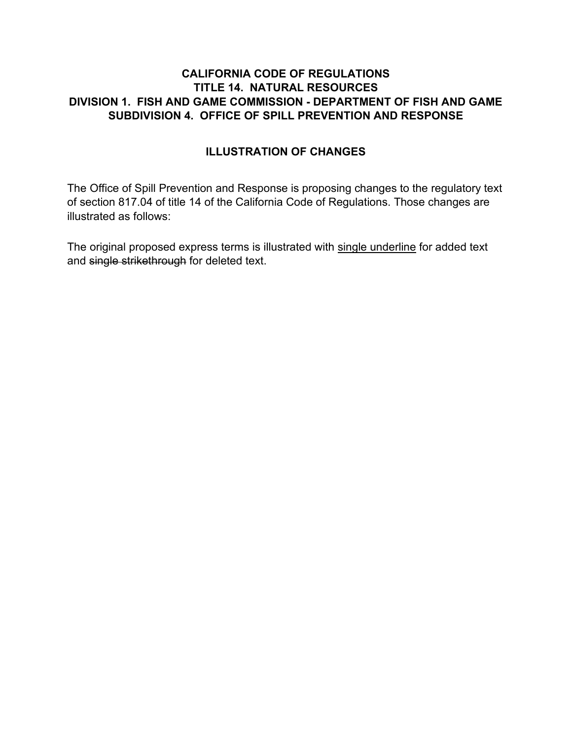**CALIFORNIA CODE OF REGULATIONS**
**TITLE 14. NATURAL RESOURCES**
**DIVISION 1. FISH AND GAME COMMISSION - DEPARTMENT OF FISH AND GAME**
**SUBDIVISION 4. OFFICE OF SPILL PREVENTION AND RESPONSE**

**ILLUSTRATION OF CHANGES**

The Office of Spill Prevention and Response is proposing changes to the regulatory text of section 817.04 of title 14 of the California Code of Regulations. Those changes are illustrated as follows:

The original proposed express terms is illustrated with <u>single underline</u> for added text and ~~single strikethrough~~ for deleted text.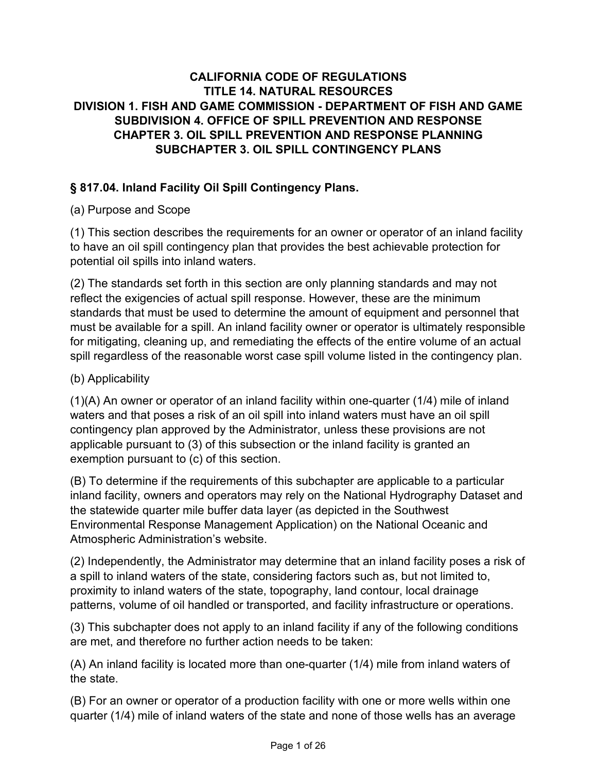**CALIFORNIA CODE OF REGULATIONS**
**TITLE 14. NATURAL RESOURCES**
**DIVISION 1. FISH AND GAME COMMISSION - DEPARTMENT OF FISH AND GAME**
**SUBDIVISION 4. OFFICE OF SPILL PREVENTION AND RESPONSE**
**CHAPTER 3. OIL SPILL PREVENTION AND RESPONSE PLANNING**
**SUBCHAPTER 3. OIL SPILL CONTINGENCY PLANS**

### § 817.04. Inland Facility Oil Spill Contingency Plans.

(a) Purpose and Scope

(1) This section describes the requirements for an owner or operator of an inland facility to have an oil spill contingency plan that provides the best achievable protection for potential oil spills into inland waters.

(2) The standards set forth in this section are only planning standards and may not reflect the exigencies of actual spill response. However, these are the minimum standards that must be used to determine the amount of equipment and personnel that must be available for a spill. An inland facility owner or operator is ultimately responsible for mitigating, cleaning up, and remediating the effects of the entire volume of an actual spill regardless of the reasonable worst case spill volume listed in the contingency plan.

(b) Applicability

(1)(A) An owner or operator of an inland facility within one-quarter (1/4) mile of inland waters and that poses a risk of an oil spill into inland waters must have an oil spill contingency plan approved by the Administrator, unless these provisions are not applicable pursuant to (3) of this subsection or the inland facility is granted an exemption pursuant to (c) of this section.

(B) To determine if the requirements of this subchapter are applicable to a particular inland facility, owners and operators may rely on the National Hydrography Dataset and the statewide quarter mile buffer data layer (as depicted in the Southwest Environmental Response Management Application) on the National Oceanic and Atmospheric Administration's website.

(2) Independently, the Administrator may determine that an inland facility poses a risk of a spill to inland waters of the state, considering factors such as, but not limited to, proximity to inland waters of the state, topography, land contour, local drainage patterns, volume of oil handled or transported, and facility infrastructure or operations.

(3) This subchapter does not apply to an inland facility if any of the following conditions are met, and therefore no further action needs to be taken:

(A) An inland facility is located more than one-quarter (1/4) mile from inland waters of the state.

(B) For an owner or operator of a production facility with one or more wells within one quarter (1/4) mile of inland waters of the state and none of those wells has an average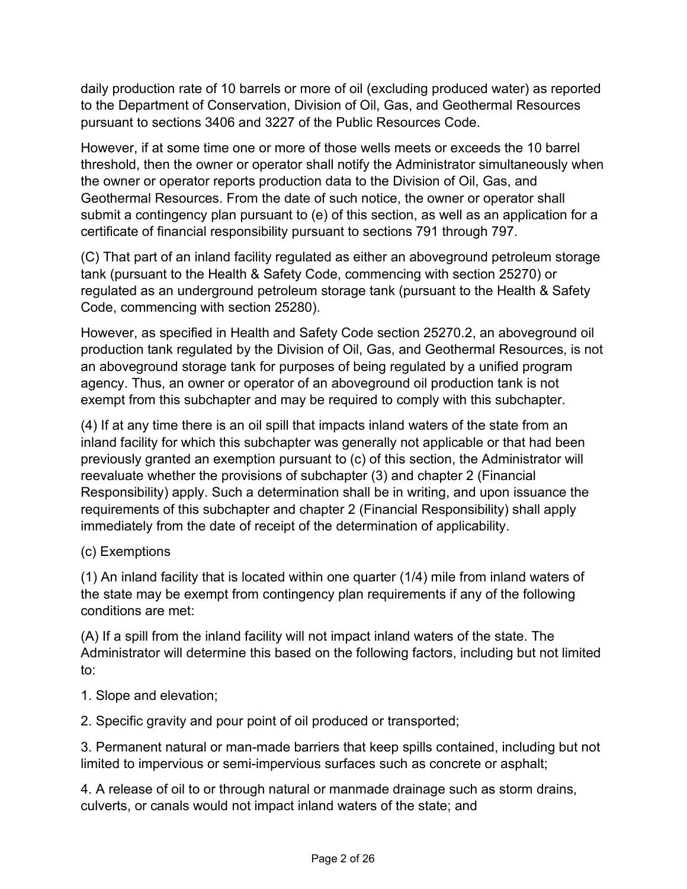daily production rate of 10 barrels or more of oil (excluding produced water) as reported to the Department of Conservation, Division of Oil, Gas, and Geothermal Resources pursuant to sections 3406 and 3227 of the Public Resources Code.

However, if at some time one or more of those wells meets or exceeds the 10 barrel threshold, then the owner or operator shall notify the Administrator simultaneously when the owner or operator reports production data to the Division of Oil, Gas, and Geothermal Resources. From the date of such notice, the owner or operator shall submit a contingency plan pursuant to (e) of this section, as well as an application for a certificate of financial responsibility pursuant to sections 791 through 797.

(C) That part of an inland facility regulated as either an aboveground petroleum storage tank (pursuant to the Health & Safety Code, commencing with section 25270) or regulated as an underground petroleum storage tank (pursuant to the Health & Safety Code, commencing with section 25280).

However, as specified in Health and Safety Code section 25270.2, an aboveground oil production tank regulated by the Division of Oil, Gas, and Geothermal Resources, is not an aboveground storage tank for purposes of being regulated by a unified program agency. Thus, an owner or operator of an aboveground oil production tank is not exempt from this subchapter and may be required to comply with this subchapter.

(4) If at any time there is an oil spill that impacts inland waters of the state from an inland facility for which this subchapter was generally not applicable or that had been previously granted an exemption pursuant to (c) of this section, the Administrator will reevaluate whether the provisions of subchapter (3) and chapter 2 (Financial Responsibility) apply. Such a determination shall be in writing, and upon issuance the requirements of this subchapter and chapter 2 (Financial Responsibility) shall apply immediately from the date of receipt of the determination of applicability.

(c) Exemptions

(1) An inland facility that is located within one quarter (1/4) mile from inland waters of the state may be exempt from contingency plan requirements if any of the following conditions are met:

(A) If a spill from the inland facility will not impact inland waters of the state. The Administrator will determine this based on the following factors, including but not limited to:

1. Slope and elevation;

2. Specific gravity and pour point of oil produced or transported;

3. Permanent natural or man-made barriers that keep spills contained, including but not limited to impervious or semi-impervious surfaces such as concrete or asphalt;

4. A release of oil to or through natural or manmade drainage such as storm drains, culverts, or canals would not impact inland waters of the state; and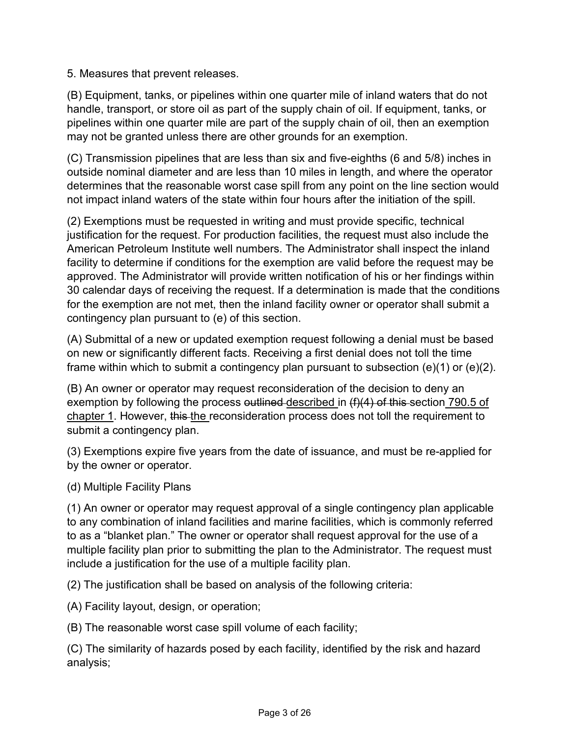5. Measures that prevent releases.

(B) Equipment, tanks, or pipelines within one quarter mile of inland waters that do not handle, transport, or store oil as part of the supply chain of oil. If equipment, tanks, or pipelines within one quarter mile are part of the supply chain of oil, then an exemption may not be granted unless there are other grounds for an exemption.

(C) Transmission pipelines that are less than six and five-eighths (6 and 5/8) inches in outside nominal diameter and are less than 10 miles in length, and where the operator determines that the reasonable worst case spill from any point on the line section would not impact inland waters of the state within four hours after the initiation of the spill.

(2) Exemptions must be requested in writing and must provide specific, technical justification for the request. For production facilities, the request must also include the American Petroleum Institute well numbers. The Administrator shall inspect the inland facility to determine if conditions for the exemption are valid before the request may be approved. The Administrator will provide written notification of his or her findings within 30 calendar days of receiving the request. If a determination is made that the conditions for the exemption are not met, then the inland facility owner or operator shall submit a contingency plan pursuant to (e) of this section.

(A) Submittal of a new or updated exemption request following a denial must be based on new or significantly different facts. Receiving a first denial does not toll the time frame within which to submit a contingency plan pursuant to subsection (e)(1) or (e)(2).

(B) An owner or operator may request reconsideration of the decision to deny an exemption by following the process ~~outlined~~ <u>described</u> in ~~(f)(4) of this~~ section <u>790.5 of chapter 1</u>. However, ~~this~~ <u>the</u> reconsideration process does not toll the requirement to submit a contingency plan.

(3) Exemptions expire five years from the date of issuance, and must be re-applied for by the owner or operator.

(d) Multiple Facility Plans

(1) An owner or operator may request approval of a single contingency plan applicable to any combination of inland facilities and marine facilities, which is commonly referred to as a "blanket plan." The owner or operator shall request approval for the use of a multiple facility plan prior to submitting the plan to the Administrator. The request must include a justification for the use of a multiple facility plan.

(2) The justification shall be based on analysis of the following criteria:

(A) Facility layout, design, or operation;

(B) The reasonable worst case spill volume of each facility;

(C) The similarity of hazards posed by each facility, identified by the risk and hazard analysis;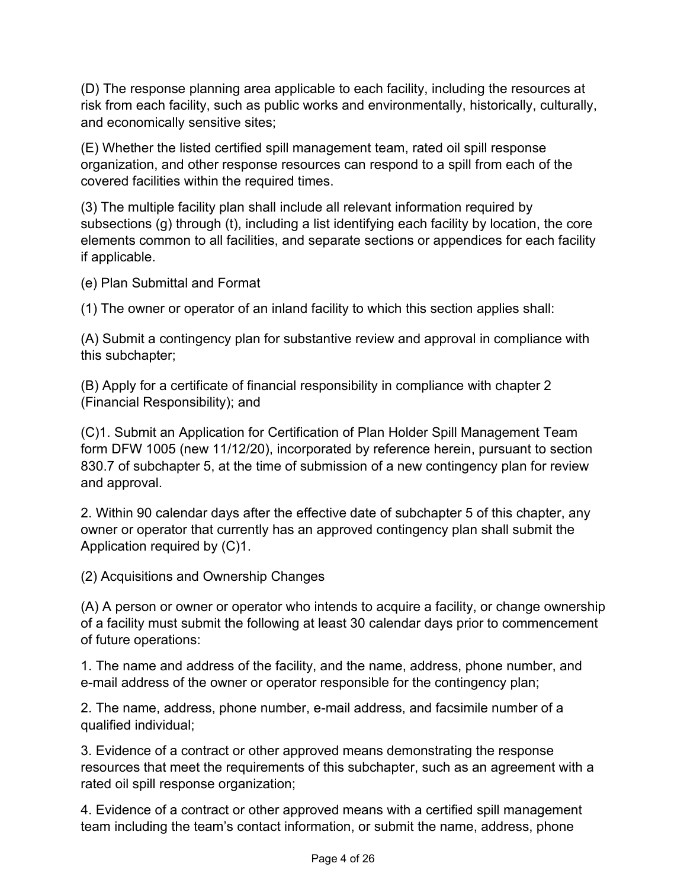(D) The response planning area applicable to each facility, including the resources at risk from each facility, such as public works and environmentally, historically, culturally, and economically sensitive sites;

(E) Whether the listed certified spill management team, rated oil spill response organization, and other response resources can respond to a spill from each of the covered facilities within the required times.

(3) The multiple facility plan shall include all relevant information required by subsections (g) through (t), including a list identifying each facility by location, the core elements common to all facilities, and separate sections or appendices for each facility if applicable.

(e) Plan Submittal and Format

(1) The owner or operator of an inland facility to which this section applies shall:

(A) Submit a contingency plan for substantive review and approval in compliance with this subchapter;

(B) Apply for a certificate of financial responsibility in compliance with chapter 2 (Financial Responsibility); and

(C)1. Submit an Application for Certification of Plan Holder Spill Management Team form DFW 1005 (new 11/12/20), incorporated by reference herein, pursuant to section 830.7 of subchapter 5, at the time of submission of a new contingency plan for review and approval.

2. Within 90 calendar days after the effective date of subchapter 5 of this chapter, any owner or operator that currently has an approved contingency plan shall submit the Application required by (C)1.

(2) Acquisitions and Ownership Changes

(A) A person or owner or operator who intends to acquire a facility, or change ownership of a facility must submit the following at least 30 calendar days prior to commencement of future operations:

1. The name and address of the facility, and the name, address, phone number, and e-mail address of the owner or operator responsible for the contingency plan;

2. The name, address, phone number, e-mail address, and facsimile number of a qualified individual;

3. Evidence of a contract or other approved means demonstrating the response resources that meet the requirements of this subchapter, such as an agreement with a rated oil spill response organization;

4. Evidence of a contract or other approved means with a certified spill management team including the team's contact information, or submit the name, address, phone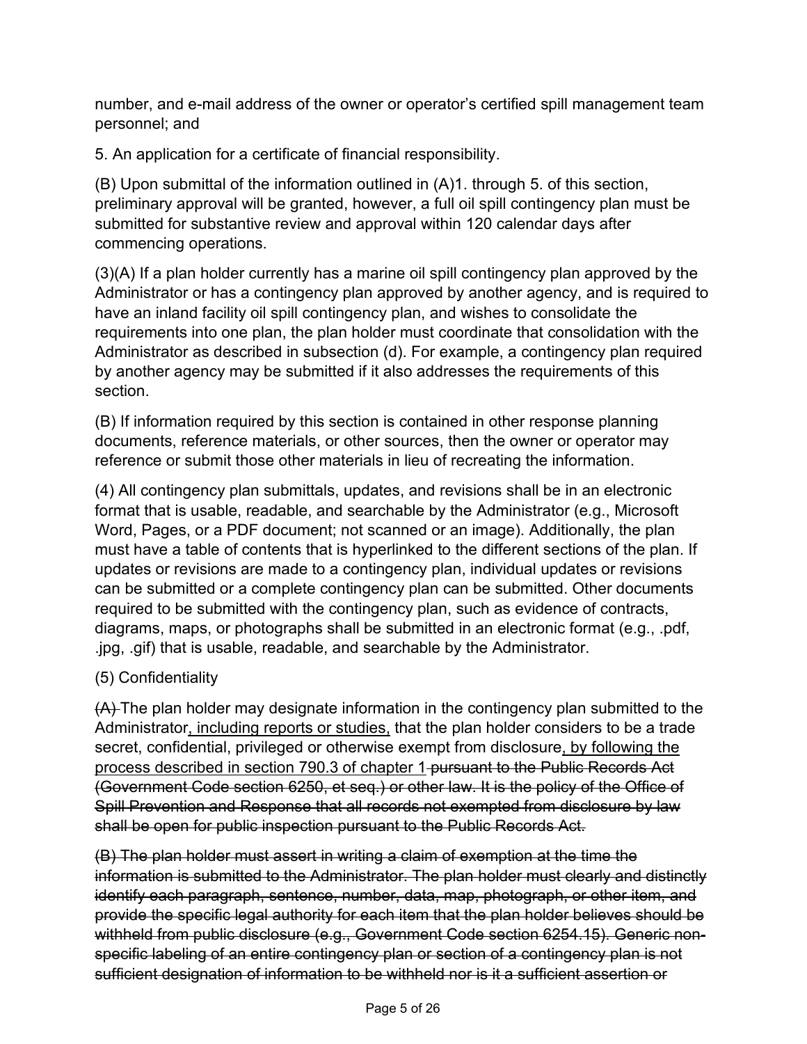number, and e-mail address of the owner or operator's certified spill management team personnel; and

5. An application for a certificate of financial responsibility.

(B) Upon submittal of the information outlined in (A)1. through 5. of this section, preliminary approval will be granted, however, a full oil spill contingency plan must be submitted for substantive review and approval within 120 calendar days after commencing operations.

(3)(A) If a plan holder currently has a marine oil spill contingency plan approved by the Administrator or has a contingency plan approved by another agency, and is required to have an inland facility oil spill contingency plan, and wishes to consolidate the requirements into one plan, the plan holder must coordinate that consolidation with the Administrator as described in subsection (d). For example, a contingency plan required by another agency may be submitted if it also addresses the requirements of this section.

(B) If information required by this section is contained in other response planning documents, reference materials, or other sources, then the owner or operator may reference or submit those other materials in lieu of recreating the information.

(4) All contingency plan submittals, updates, and revisions shall be in an electronic format that is usable, readable, and searchable by the Administrator (e.g., Microsoft Word, Pages, or a PDF document; not scanned or an image). Additionally, the plan must have a table of contents that is hyperlinked to the different sections of the plan. If updates or revisions are made to a contingency plan, individual updates or revisions can be submitted or a complete contingency plan can be submitted. Other documents required to be submitted with the contingency plan, such as evidence of contracts, diagrams, maps, or photographs shall be submitted in an electronic format (e.g., .pdf, .jpg, .gif) that is usable, readable, and searchable by the Administrator.

(5) Confidentiality

~~(A)~~ The plan holder may designate information in the contingency plan submitted to the Administrator<u>, including reports or studies,</u> that the plan holder considers to be a trade secret, confidential, privileged or otherwise exempt from disclosure<u>, by following the process described in section 790.3 of chapter 1</u> ~~pursuant to the Public Records Act (Government Code section 6250, et seq.) or other law. It is the policy of the Office of Spill Prevention and Response that all records not exempted from disclosure by law shall be open for public inspection pursuant to the Public Records Act.~~

~~(B) The plan holder must assert in writing a claim of exemption at the time the information is submitted to the Administrator. The plan holder must clearly and distinctly identify each paragraph, sentence, number, data, map, photograph, or other item, and provide the specific legal authority for each item that the plan holder believes should be withheld from public disclosure (e.g., Government Code section 6254.15). Generic non-specific labeling of an entire contingency plan or section of a contingency plan is not sufficient designation of information to be withheld nor is it a sufficient assertion or~~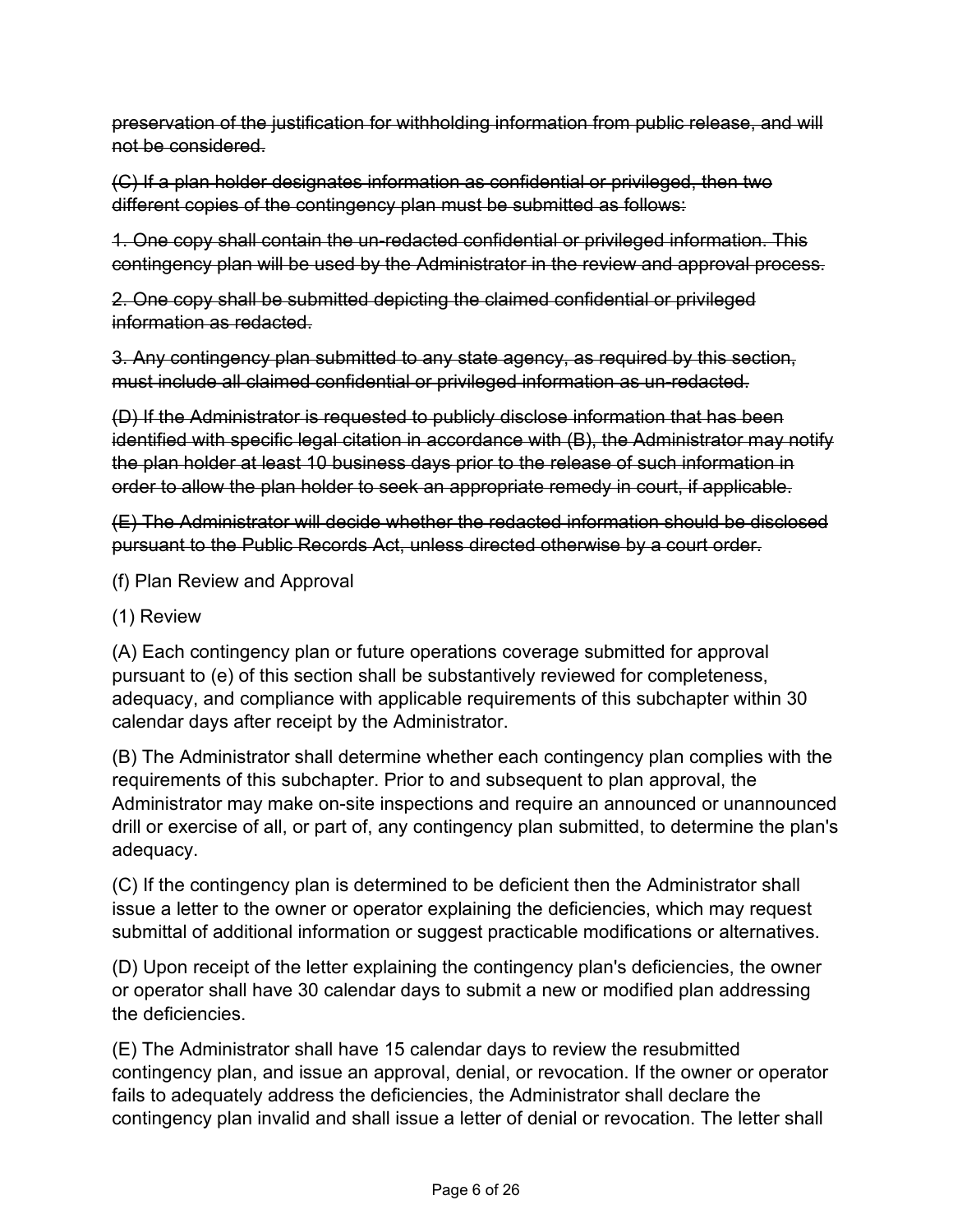~~preservation of the justification for withholding information from public release, and will not be considered.~~

~~(C) If a plan holder designates information as confidential or privileged, then two different copies of the contingency plan must be submitted as follows:~~

~~1. One copy shall contain the un-redacted confidential or privileged information. This contingency plan will be used by the Administrator in the review and approval process.~~

~~2. One copy shall be submitted depicting the claimed confidential or privileged information as redacted.~~

~~3. Any contingency plan submitted to any state agency, as required by this section, must include all claimed confidential or privileged information as un-redacted.~~

~~(D) If the Administrator is requested to publicly disclose information that has been identified with specific legal citation in accordance with (B), the Administrator may notify the plan holder at least 10 business days prior to the release of such information in order to allow the plan holder to seek an appropriate remedy in court, if applicable.~~

~~(E) The Administrator will decide whether the redacted information should be disclosed pursuant to the Public Records Act, unless directed otherwise by a court order.~~

(f) Plan Review and Approval

(1) Review

(A) Each contingency plan or future operations coverage submitted for approval pursuant to (e) of this section shall be substantively reviewed for completeness, adequacy, and compliance with applicable requirements of this subchapter within 30 calendar days after receipt by the Administrator.

(B) The Administrator shall determine whether each contingency plan complies with the requirements of this subchapter. Prior to and subsequent to plan approval, the Administrator may make on-site inspections and require an announced or unannounced drill or exercise of all, or part of, any contingency plan submitted, to determine the plan's adequacy.

(C) If the contingency plan is determined to be deficient then the Administrator shall issue a letter to the owner or operator explaining the deficiencies, which may request submittal of additional information or suggest practicable modifications or alternatives.

(D) Upon receipt of the letter explaining the contingency plan's deficiencies, the owner or operator shall have 30 calendar days to submit a new or modified plan addressing the deficiencies.

(E) The Administrator shall have 15 calendar days to review the resubmitted contingency plan, and issue an approval, denial, or revocation. If the owner or operator fails to adequately address the deficiencies, the Administrator shall declare the contingency plan invalid and shall issue a letter of denial or revocation. The letter shall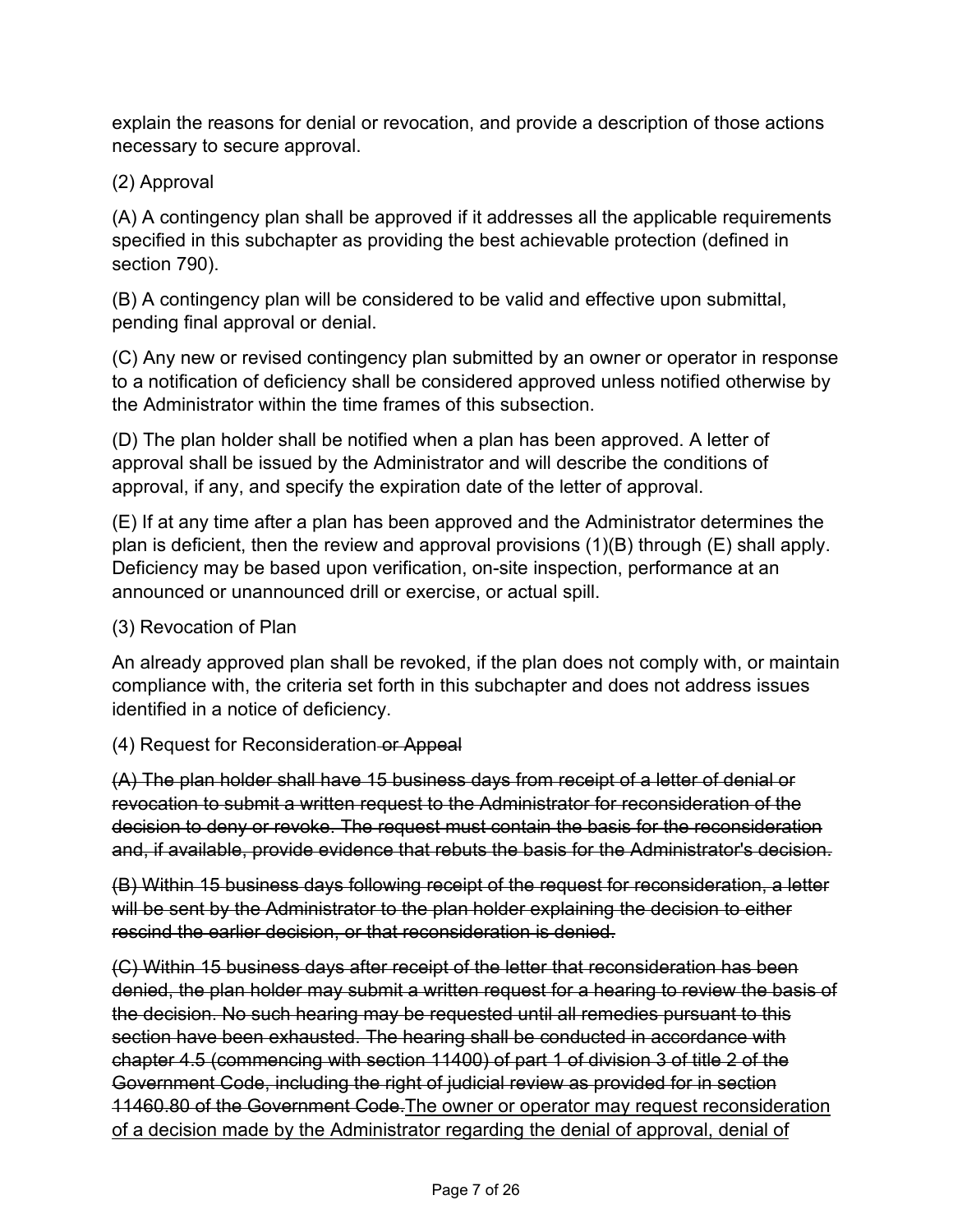explain the reasons for denial or revocation, and provide a description of those actions necessary to secure approval.

(2) Approval

(A) A contingency plan shall be approved if it addresses all the applicable requirements specified in this subchapter as providing the best achievable protection (defined in section 790).

(B) A contingency plan will be considered to be valid and effective upon submittal, pending final approval or denial.

(C) Any new or revised contingency plan submitted by an owner or operator in response to a notification of deficiency shall be considered approved unless notified otherwise by the Administrator within the time frames of this subsection.

(D) The plan holder shall be notified when a plan has been approved. A letter of approval shall be issued by the Administrator and will describe the conditions of approval, if any, and specify the expiration date of the letter of approval.

(E) If at any time after a plan has been approved and the Administrator determines the plan is deficient, then the review and approval provisions (1)(B) through (E) shall apply. Deficiency may be based upon verification, on-site inspection, performance at an announced or unannounced drill or exercise, or actual spill.

(3) Revocation of Plan

An already approved plan shall be revoked, if the plan does not comply with, or maintain compliance with, the criteria set forth in this subchapter and does not address issues identified in a notice of deficiency.

(4) Request for Reconsideration ~~or Appeal~~

~~(A) The plan holder shall have 15 business days from receipt of a letter of denial or revocation to submit a written request to the Administrator for reconsideration of the decision to deny or revoke. The request must contain the basis for the reconsideration and, if available, provide evidence that rebuts the basis for the Administrator's decision.~~

~~(B) Within 15 business days following receipt of the request for reconsideration, a letter will be sent by the Administrator to the plan holder explaining the decision to either rescind the earlier decision, or that reconsideration is denied.~~

~~(C) Within 15 business days after receipt of the letter that reconsideration has been denied, the plan holder may submit a written request for a hearing to review the basis of the decision. No such hearing may be requested until all remedies pursuant to this section have been exhausted. The hearing shall be conducted in accordance with chapter 4.5 (commencing with section 11400) of part 1 of division 3 of title 2 of the Government Code, including the right of judicial review as provided for in section 11460.80 of the Government Code.~~<u>The owner or operator may request reconsideration of a decision made by the Administrator regarding the denial of approval, denial of</u>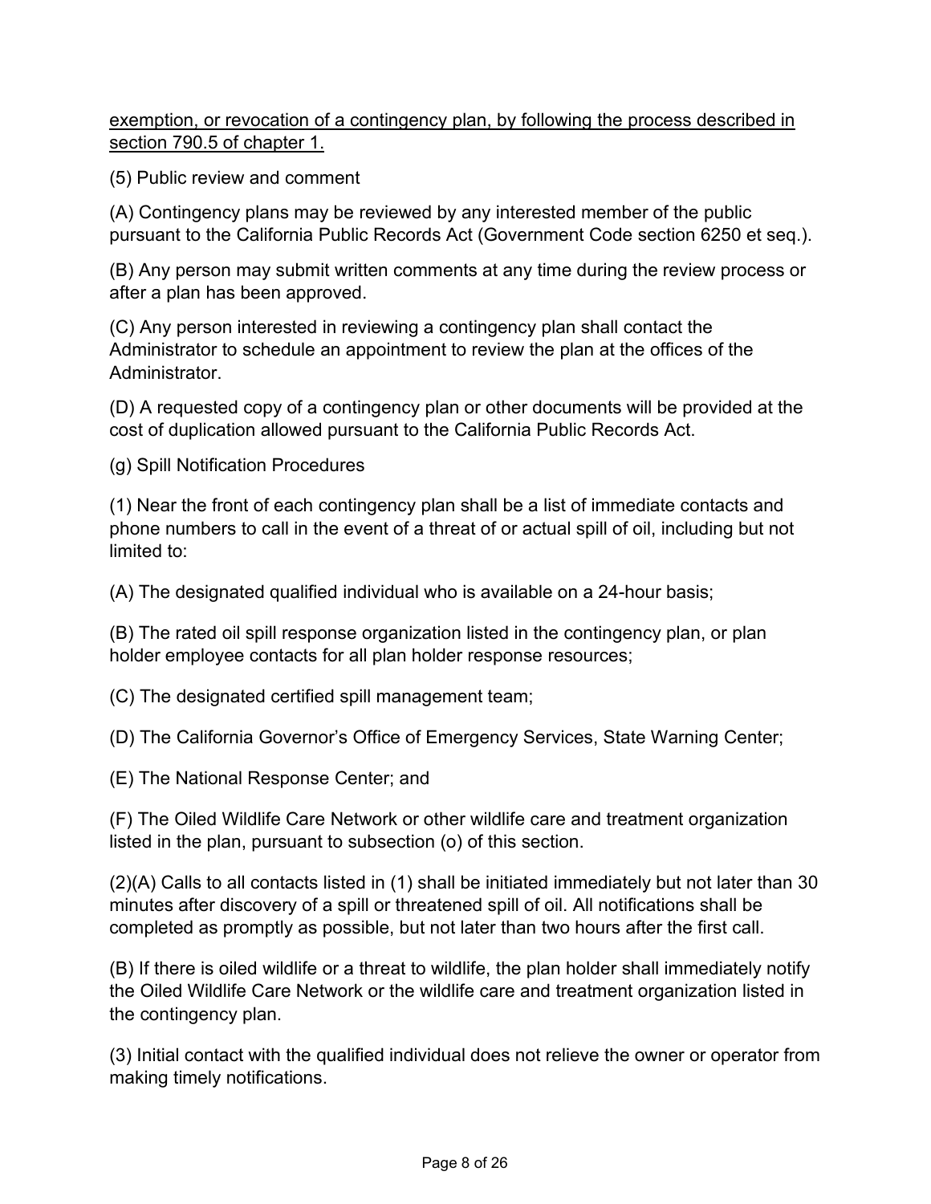exemption, or revocation of a contingency plan, by following the process described in section 790.5 of chapter 1.

(5) Public review and comment

(A) Contingency plans may be reviewed by any interested member of the public pursuant to the California Public Records Act (Government Code section 6250 et seq.).

(B) Any person may submit written comments at any time during the review process or after a plan has been approved.

(C) Any person interested in reviewing a contingency plan shall contact the Administrator to schedule an appointment to review the plan at the offices of the Administrator.

(D) A requested copy of a contingency plan or other documents will be provided at the cost of duplication allowed pursuant to the California Public Records Act.

(g) Spill Notification Procedures

(1) Near the front of each contingency plan shall be a list of immediate contacts and phone numbers to call in the event of a threat of or actual spill of oil, including but not limited to:

(A) The designated qualified individual who is available on a 24-hour basis;

(B) The rated oil spill response organization listed in the contingency plan, or plan holder employee contacts for all plan holder response resources;

(C) The designated certified spill management team;

(D) The California Governor's Office of Emergency Services, State Warning Center;

(E) The National Response Center; and

(F) The Oiled Wildlife Care Network or other wildlife care and treatment organization listed in the plan, pursuant to subsection (o) of this section.

(2)(A) Calls to all contacts listed in (1) shall be initiated immediately but not later than 30 minutes after discovery of a spill or threatened spill of oil. All notifications shall be completed as promptly as possible, but not later than two hours after the first call.

(B) If there is oiled wildlife or a threat to wildlife, the plan holder shall immediately notify the Oiled Wildlife Care Network or the wildlife care and treatment organization listed in the contingency plan.

(3) Initial contact with the qualified individual does not relieve the owner or operator from making timely notifications.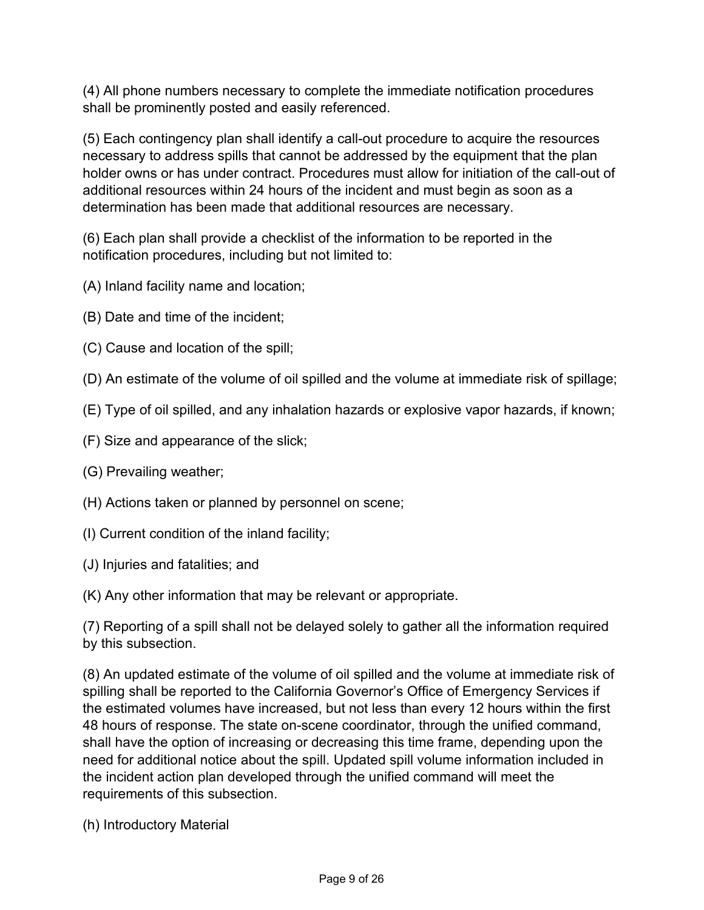(4) All phone numbers necessary to complete the immediate notification procedures shall be prominently posted and easily referenced.

(5) Each contingency plan shall identify a call-out procedure to acquire the resources necessary to address spills that cannot be addressed by the equipment that the plan holder owns or has under contract. Procedures must allow for initiation of the call-out of additional resources within 24 hours of the incident and must begin as soon as a determination has been made that additional resources are necessary.

(6) Each plan shall provide a checklist of the information to be reported in the notification procedures, including but not limited to:

(A) Inland facility name and location;

(B) Date and time of the incident;

(C) Cause and location of the spill;

(D) An estimate of the volume of oil spilled and the volume at immediate risk of spillage;

(E) Type of oil spilled, and any inhalation hazards or explosive vapor hazards, if known;

(F) Size and appearance of the slick;

(G) Prevailing weather;

(H) Actions taken or planned by personnel on scene;

(I) Current condition of the inland facility;

(J) Injuries and fatalities; and

(K) Any other information that may be relevant or appropriate.

(7) Reporting of a spill shall not be delayed solely to gather all the information required by this subsection.

(8) An updated estimate of the volume of oil spilled and the volume at immediate risk of spilling shall be reported to the California Governor's Office of Emergency Services if the estimated volumes have increased, but not less than every 12 hours within the first 48 hours of response. The state on-scene coordinator, through the unified command, shall have the option of increasing or decreasing this time frame, depending upon the need for additional notice about the spill. Updated spill volume information included in the incident action plan developed through the unified command will meet the requirements of this subsection.

(h) Introductory Material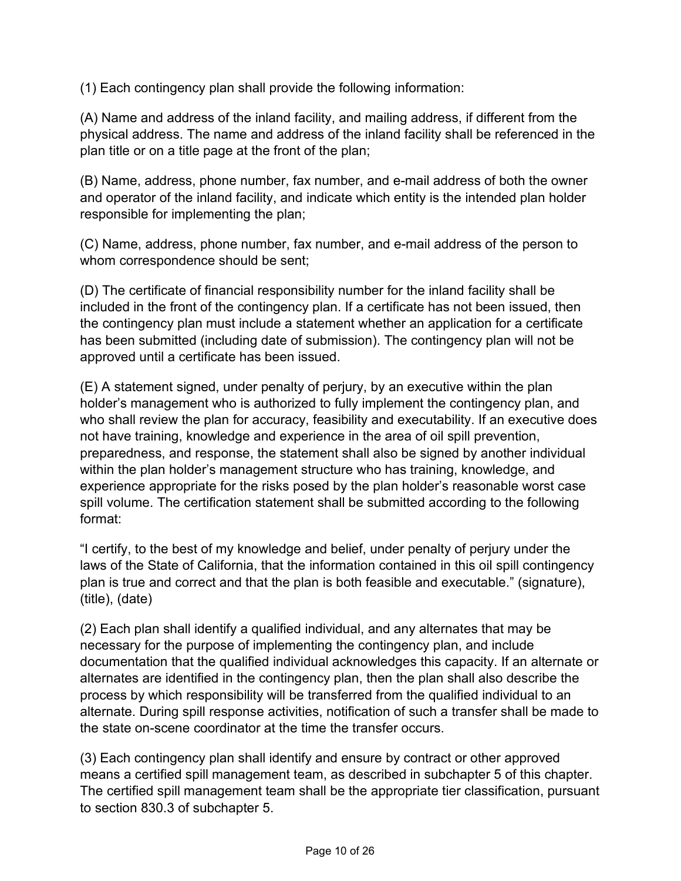(1) Each contingency plan shall provide the following information:

(A) Name and address of the inland facility, and mailing address, if different from the physical address. The name and address of the inland facility shall be referenced in the plan title or on a title page at the front of the plan;

(B) Name, address, phone number, fax number, and e-mail address of both the owner and operator of the inland facility, and indicate which entity is the intended plan holder responsible for implementing the plan;

(C) Name, address, phone number, fax number, and e-mail address of the person to whom correspondence should be sent;

(D) The certificate of financial responsibility number for the inland facility shall be included in the front of the contingency plan. If a certificate has not been issued, then the contingency plan must include a statement whether an application for a certificate has been submitted (including date of submission). The contingency plan will not be approved until a certificate has been issued.

(E) A statement signed, under penalty of perjury, by an executive within the plan holder's management who is authorized to fully implement the contingency plan, and who shall review the plan for accuracy, feasibility and executability. If an executive does not have training, knowledge and experience in the area of oil spill prevention, preparedness, and response, the statement shall also be signed by another individual within the plan holder's management structure who has training, knowledge, and experience appropriate for the risks posed by the plan holder's reasonable worst case spill volume. The certification statement shall be submitted according to the following format:

"I certify, to the best of my knowledge and belief, under penalty of perjury under the laws of the State of California, that the information contained in this oil spill contingency plan is true and correct and that the plan is both feasible and executable." (signature), (title), (date)

(2) Each plan shall identify a qualified individual, and any alternates that may be necessary for the purpose of implementing the contingency plan, and include documentation that the qualified individual acknowledges this capacity. If an alternate or alternates are identified in the contingency plan, then the plan shall also describe the process by which responsibility will be transferred from the qualified individual to an alternate. During spill response activities, notification of such a transfer shall be made to the state on-scene coordinator at the time the transfer occurs.

(3) Each contingency plan shall identify and ensure by contract or other approved means a certified spill management team, as described in subchapter 5 of this chapter. The certified spill management team shall be the appropriate tier classification, pursuant to section 830.3 of subchapter 5.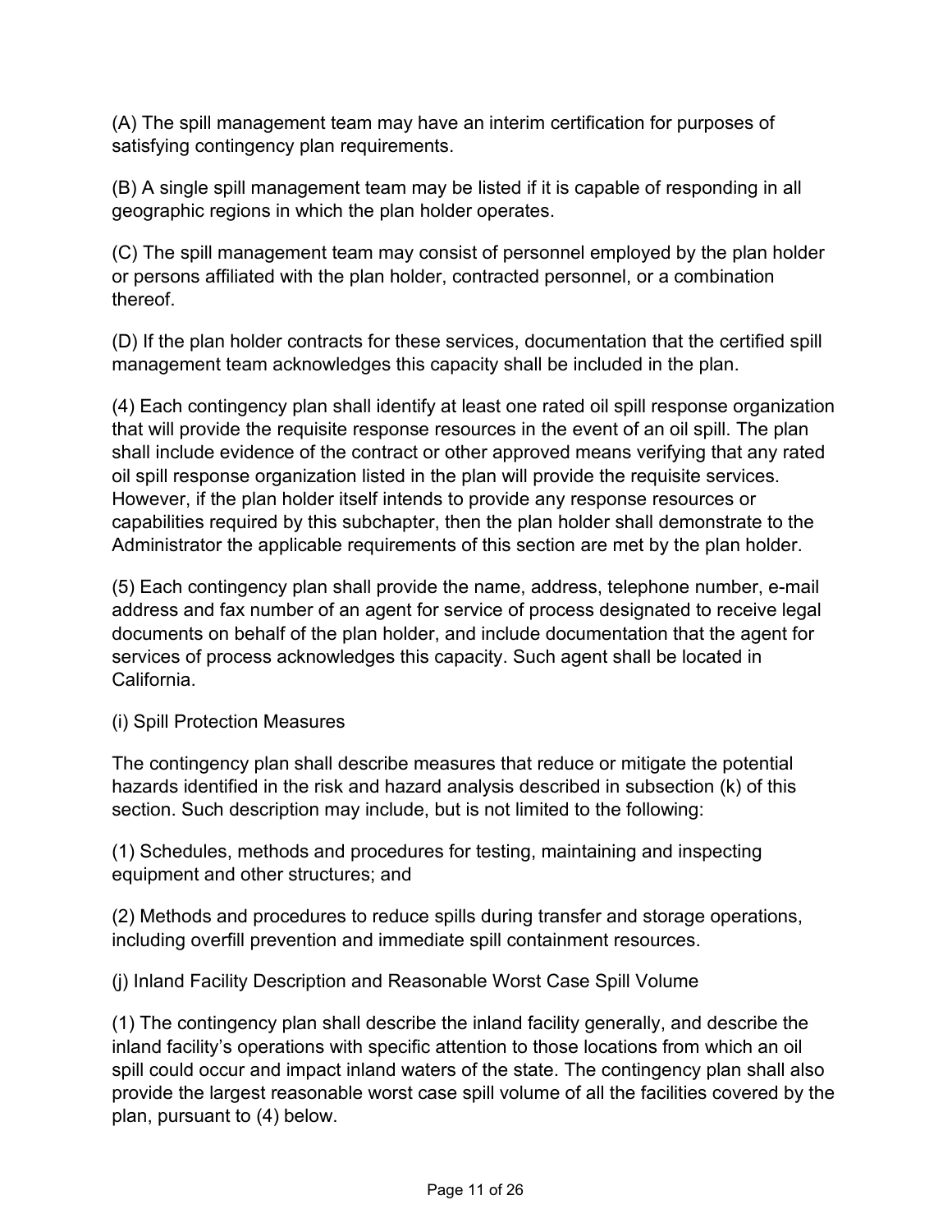(A) The spill management team may have an interim certification for purposes of satisfying contingency plan requirements.

(B) A single spill management team may be listed if it is capable of responding in all geographic regions in which the plan holder operates.

(C) The spill management team may consist of personnel employed by the plan holder or persons affiliated with the plan holder, contracted personnel, or a combination thereof.

(D) If the plan holder contracts for these services, documentation that the certified spill management team acknowledges this capacity shall be included in the plan.

(4) Each contingency plan shall identify at least one rated oil spill response organization that will provide the requisite response resources in the event of an oil spill. The plan shall include evidence of the contract or other approved means verifying that any rated oil spill response organization listed in the plan will provide the requisite services. However, if the plan holder itself intends to provide any response resources or capabilities required by this subchapter, then the plan holder shall demonstrate to the Administrator the applicable requirements of this section are met by the plan holder.

(5) Each contingency plan shall provide the name, address, telephone number, e-mail address and fax number of an agent for service of process designated to receive legal documents on behalf of the plan holder, and include documentation that the agent for services of process acknowledges this capacity. Such agent shall be located in California.

(i) Spill Protection Measures

The contingency plan shall describe measures that reduce or mitigate the potential hazards identified in the risk and hazard analysis described in subsection (k) of this section. Such description may include, but is not limited to the following:

(1) Schedules, methods and procedures for testing, maintaining and inspecting equipment and other structures; and

(2) Methods and procedures to reduce spills during transfer and storage operations, including overfill prevention and immediate spill containment resources.

(j) Inland Facility Description and Reasonable Worst Case Spill Volume

(1) The contingency plan shall describe the inland facility generally, and describe the inland facility's operations with specific attention to those locations from which an oil spill could occur and impact inland waters of the state. The contingency plan shall also provide the largest reasonable worst case spill volume of all the facilities covered by the plan, pursuant to (4) below.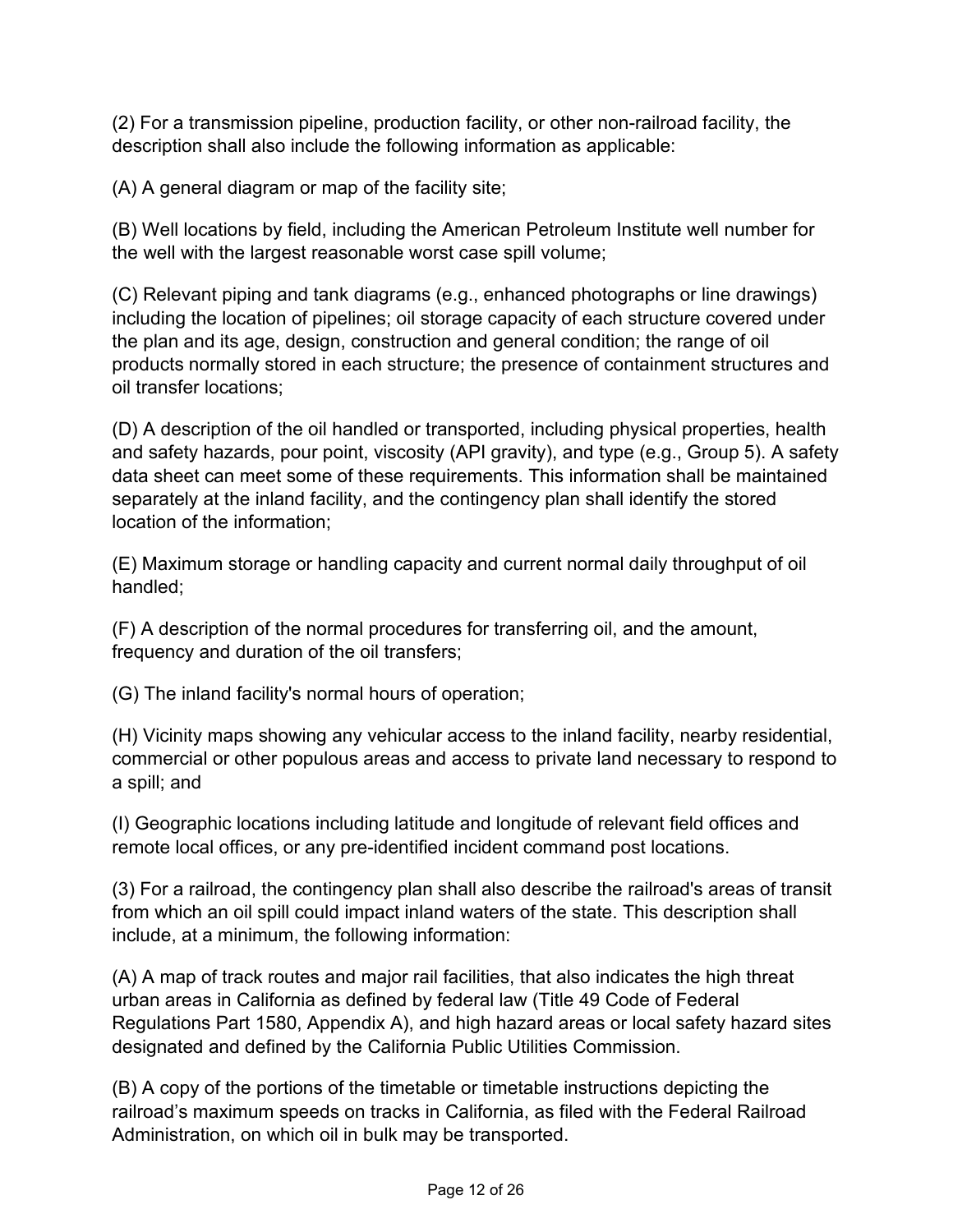(2) For a transmission pipeline, production facility, or other non-railroad facility, the description shall also include the following information as applicable:

(A) A general diagram or map of the facility site;

(B) Well locations by field, including the American Petroleum Institute well number for the well with the largest reasonable worst case spill volume;

(C) Relevant piping and tank diagrams (e.g., enhanced photographs or line drawings) including the location of pipelines; oil storage capacity of each structure covered under the plan and its age, design, construction and general condition; the range of oil products normally stored in each structure; the presence of containment structures and oil transfer locations;

(D) A description of the oil handled or transported, including physical properties, health and safety hazards, pour point, viscosity (API gravity), and type (e.g., Group 5). A safety data sheet can meet some of these requirements. This information shall be maintained separately at the inland facility, and the contingency plan shall identify the stored location of the information;

(E) Maximum storage or handling capacity and current normal daily throughput of oil handled;

(F) A description of the normal procedures for transferring oil, and the amount, frequency and duration of the oil transfers;

(G) The inland facility's normal hours of operation;

(H) Vicinity maps showing any vehicular access to the inland facility, nearby residential, commercial or other populous areas and access to private land necessary to respond to a spill; and

(I) Geographic locations including latitude and longitude of relevant field offices and remote local offices, or any pre-identified incident command post locations.

(3) For a railroad, the contingency plan shall also describe the railroad's areas of transit from which an oil spill could impact inland waters of the state. This description shall include, at a minimum, the following information:

(A) A map of track routes and major rail facilities, that also indicates the high threat urban areas in California as defined by federal law (Title 49 Code of Federal Regulations Part 1580, Appendix A), and high hazard areas or local safety hazard sites designated and defined by the California Public Utilities Commission.

(B) A copy of the portions of the timetable or timetable instructions depicting the railroad’s maximum speeds on tracks in California, as filed with the Federal Railroad Administration, on which oil in bulk may be transported.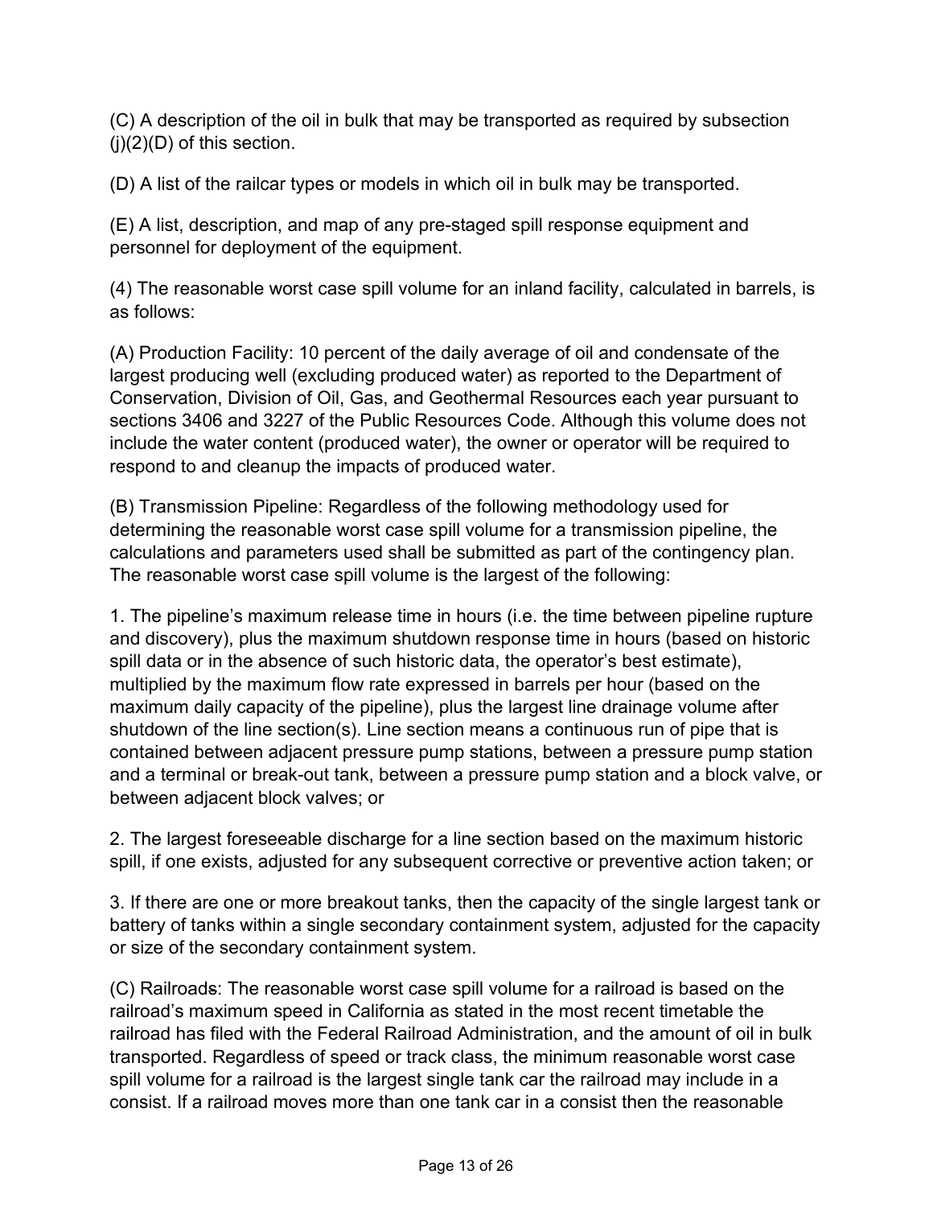(C) A description of the oil in bulk that may be transported as required by subsection (j)(2)(D) of this section.

(D) A list of the railcar types or models in which oil in bulk may be transported.

(E) A list, description, and map of any pre-staged spill response equipment and personnel for deployment of the equipment.

(4) The reasonable worst case spill volume for an inland facility, calculated in barrels, is as follows:

(A) Production Facility: 10 percent of the daily average of oil and condensate of the largest producing well (excluding produced water) as reported to the Department of Conservation, Division of Oil, Gas, and Geothermal Resources each year pursuant to sections 3406 and 3227 of the Public Resources Code. Although this volume does not include the water content (produced water), the owner or operator will be required to respond to and cleanup the impacts of produced water.

(B) Transmission Pipeline: Regardless of the following methodology used for determining the reasonable worst case spill volume for a transmission pipeline, the calculations and parameters used shall be submitted as part of the contingency plan. The reasonable worst case spill volume is the largest of the following:

1. The pipeline's maximum release time in hours (i.e. the time between pipeline rupture and discovery), plus the maximum shutdown response time in hours (based on historic spill data or in the absence of such historic data, the operator's best estimate), multiplied by the maximum flow rate expressed in barrels per hour (based on the maximum daily capacity of the pipeline), plus the largest line drainage volume after shutdown of the line section(s). Line section means a continuous run of pipe that is contained between adjacent pressure pump stations, between a pressure pump station and a terminal or break-out tank, between a pressure pump station and a block valve, or between adjacent block valves; or

2. The largest foreseeable discharge for a line section based on the maximum historic spill, if one exists, adjusted for any subsequent corrective or preventive action taken; or

3. If there are one or more breakout tanks, then the capacity of the single largest tank or battery of tanks within a single secondary containment system, adjusted for the capacity or size of the secondary containment system.

(C) Railroads: The reasonable worst case spill volume for a railroad is based on the railroad's maximum speed in California as stated in the most recent timetable the railroad has filed with the Federal Railroad Administration, and the amount of oil in bulk transported. Regardless of speed or track class, the minimum reasonable worst case spill volume for a railroad is the largest single tank car the railroad may include in a consist. If a railroad moves more than one tank car in a consist then the reasonable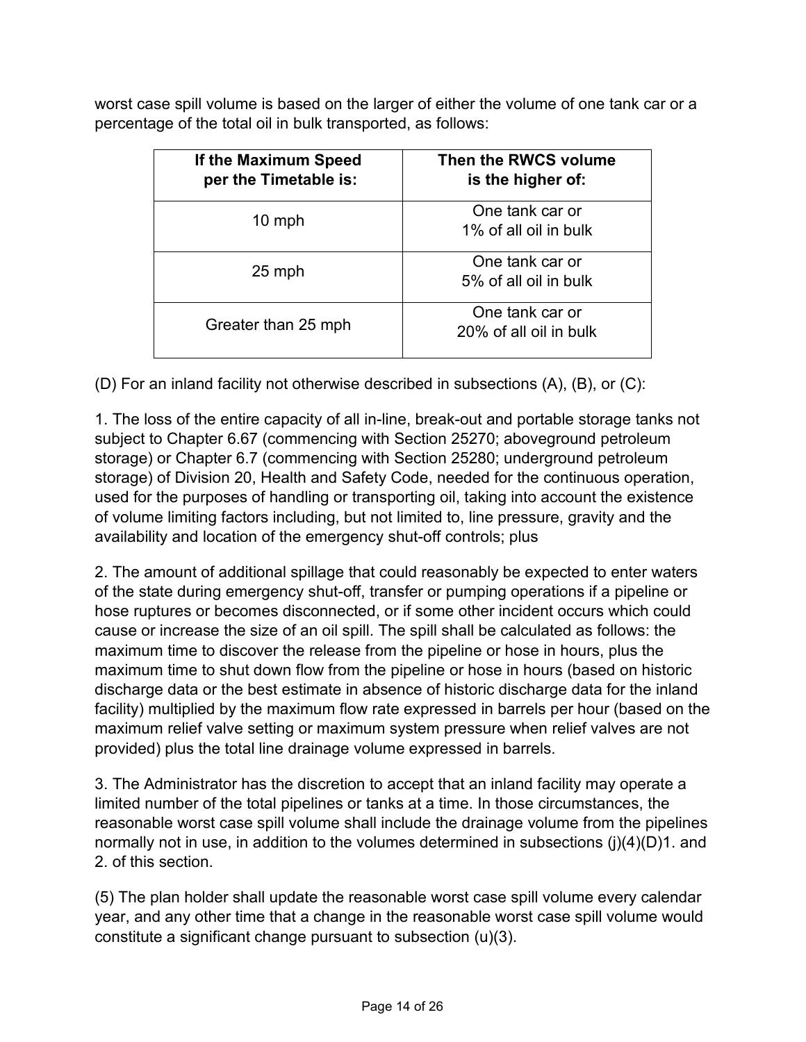worst case spill volume is based on the larger of either the volume of one tank car or a percentage of the total oil in bulk transported, as follows:

| If the Maximum Speed per the Timetable is: | Then the RWCS volume is the higher of: |
|---|---|
| 10 mph | One tank car or 1% of all oil in bulk |
| 25 mph | One tank car or 5% of all oil in bulk |
| Greater than 25 mph | One tank car or 20% of all oil in bulk |

(D) For an inland facility not otherwise described in subsections (A), (B), or (C):

1. The loss of the entire capacity of all in-line, break-out and portable storage tanks not subject to Chapter 6.67 (commencing with Section 25270; aboveground petroleum storage) or Chapter 6.7 (commencing with Section 25280; underground petroleum storage) of Division 20, Health and Safety Code, needed for the continuous operation, used for the purposes of handling or transporting oil, taking into account the existence of volume limiting factors including, but not limited to, line pressure, gravity and the availability and location of the emergency shut-off controls; plus

2. The amount of additional spillage that could reasonably be expected to enter waters of the state during emergency shut-off, transfer or pumping operations if a pipeline or hose ruptures or becomes disconnected, or if some other incident occurs which could cause or increase the size of an oil spill. The spill shall be calculated as follows: the maximum time to discover the release from the pipeline or hose in hours, plus the maximum time to shut down flow from the pipeline or hose in hours (based on historic discharge data or the best estimate in absence of historic discharge data for the inland facility) multiplied by the maximum flow rate expressed in barrels per hour (based on the maximum relief valve setting or maximum system pressure when relief valves are not provided) plus the total line drainage volume expressed in barrels.

3. The Administrator has the discretion to accept that an inland facility may operate a limited number of the total pipelines or tanks at a time. In those circumstances, the reasonable worst case spill volume shall include the drainage volume from the pipelines normally not in use, in addition to the volumes determined in subsections (j)(4)(D)1. and 2. of this section.

(5) The plan holder shall update the reasonable worst case spill volume every calendar year, and any other time that a change in the reasonable worst case spill volume would constitute a significant change pursuant to subsection (u)(3).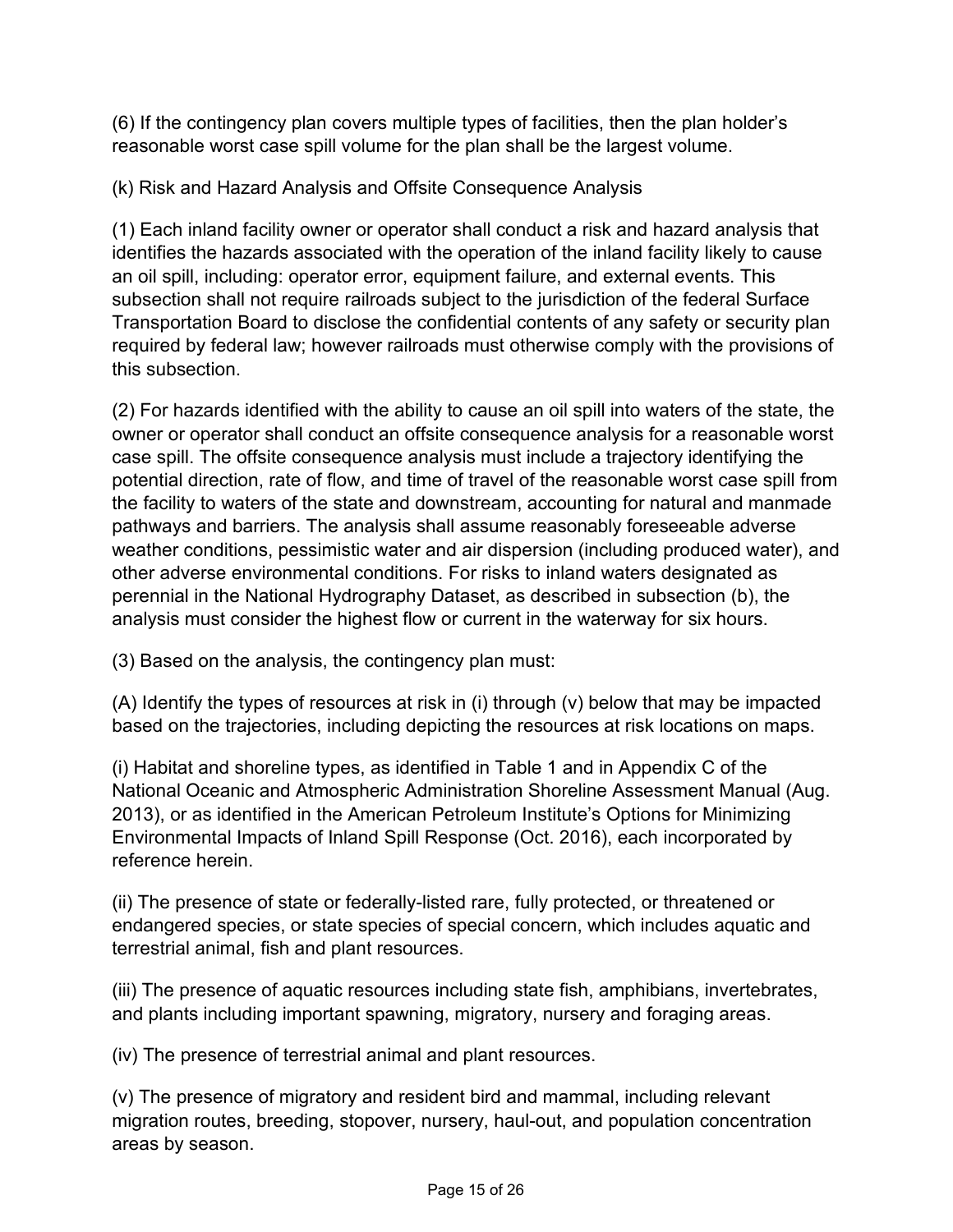(6) If the contingency plan covers multiple types of facilities, then the plan holder's reasonable worst case spill volume for the plan shall be the largest volume.

(k) Risk and Hazard Analysis and Offsite Consequence Analysis

(1) Each inland facility owner or operator shall conduct a risk and hazard analysis that identifies the hazards associated with the operation of the inland facility likely to cause an oil spill, including: operator error, equipment failure, and external events. This subsection shall not require railroads subject to the jurisdiction of the federal Surface Transportation Board to disclose the confidential contents of any safety or security plan required by federal law; however railroads must otherwise comply with the provisions of this subsection.

(2) For hazards identified with the ability to cause an oil spill into waters of the state, the owner or operator shall conduct an offsite consequence analysis for a reasonable worst case spill. The offsite consequence analysis must include a trajectory identifying the potential direction, rate of flow, and time of travel of the reasonable worst case spill from the facility to waters of the state and downstream, accounting for natural and manmade pathways and barriers. The analysis shall assume reasonably foreseeable adverse weather conditions, pessimistic water and air dispersion (including produced water), and other adverse environmental conditions. For risks to inland waters designated as perennial in the National Hydrography Dataset, as described in subsection (b), the analysis must consider the highest flow or current in the waterway for six hours.

(3) Based on the analysis, the contingency plan must:

(A) Identify the types of resources at risk in (i) through (v) below that may be impacted based on the trajectories, including depicting the resources at risk locations on maps.

(i) Habitat and shoreline types, as identified in Table 1 and in Appendix C of the National Oceanic and Atmospheric Administration Shoreline Assessment Manual (Aug. 2013), or as identified in the American Petroleum Institute's Options for Minimizing Environmental Impacts of Inland Spill Response (Oct. 2016), each incorporated by reference herein.

(ii) The presence of state or federally-listed rare, fully protected, or threatened or endangered species, or state species of special concern, which includes aquatic and terrestrial animal, fish and plant resources.

(iii) The presence of aquatic resources including state fish, amphibians, invertebrates, and plants including important spawning, migratory, nursery and foraging areas.

(iv) The presence of terrestrial animal and plant resources.

(v) The presence of migratory and resident bird and mammal, including relevant migration routes, breeding, stopover, nursery, haul-out, and population concentration areas by season.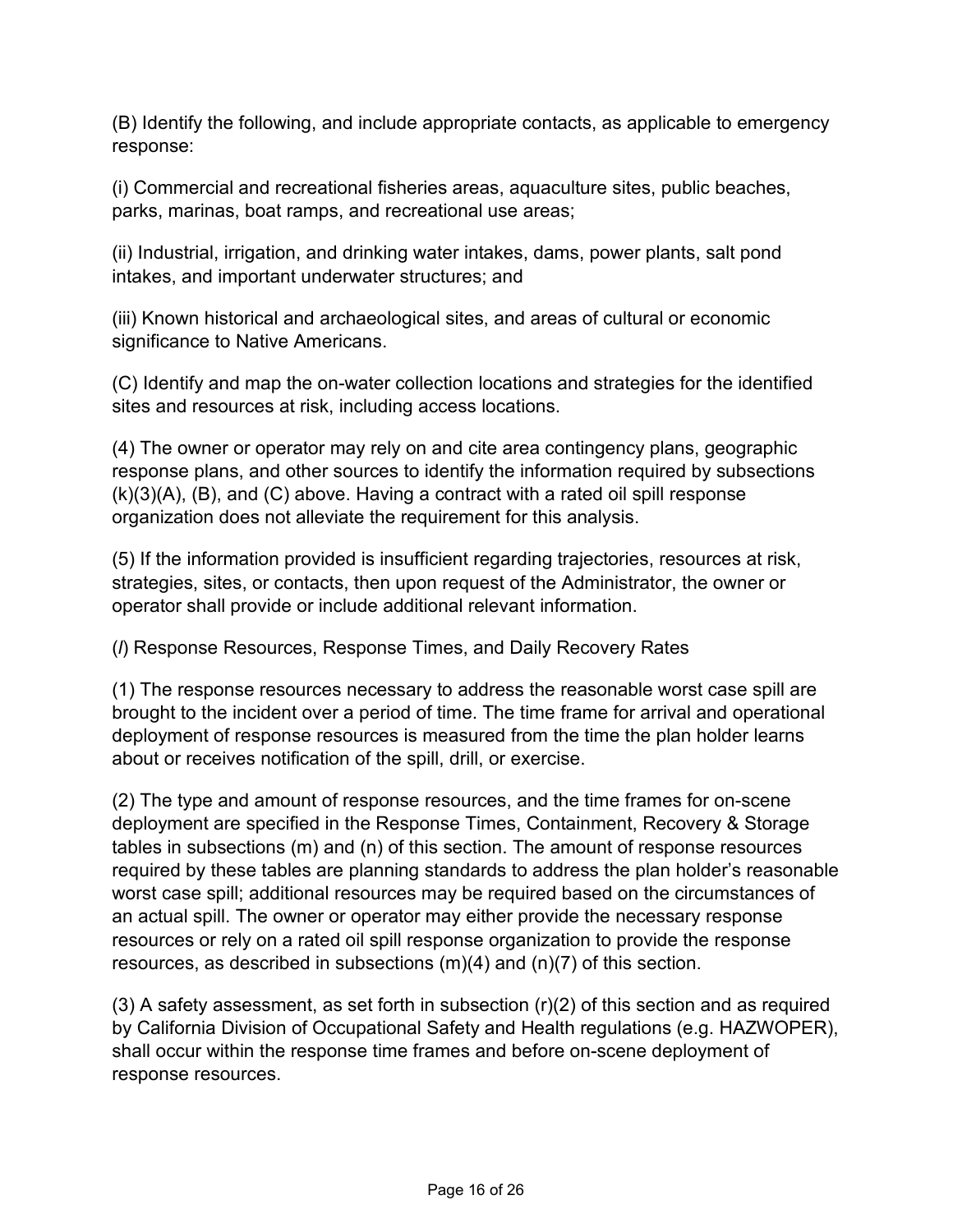(B) Identify the following, and include appropriate contacts, as applicable to emergency response:

(i) Commercial and recreational fisheries areas, aquaculture sites, public beaches, parks, marinas, boat ramps, and recreational use areas;

(ii) Industrial, irrigation, and drinking water intakes, dams, power plants, salt pond intakes, and important underwater structures; and

(iii) Known historical and archaeological sites, and areas of cultural or economic significance to Native Americans.

(C) Identify and map the on-water collection locations and strategies for the identified sites and resources at risk, including access locations.

(4) The owner or operator may rely on and cite area contingency plans, geographic response plans, and other sources to identify the information required by subsections (k)(3)(A), (B), and (C) above. Having a contract with a rated oil spill response organization does not alleviate the requirement for this analysis.

(5) If the information provided is insufficient regarding trajectories, resources at risk, strategies, sites, or contacts, then upon request of the Administrator, the owner or operator shall provide or include additional relevant information.

(*l*) Response Resources, Response Times, and Daily Recovery Rates

(1) The response resources necessary to address the reasonable worst case spill are brought to the incident over a period of time. The time frame for arrival and operational deployment of response resources is measured from the time the plan holder learns about or receives notification of the spill, drill, or exercise.

(2) The type and amount of response resources, and the time frames for on-scene deployment are specified in the Response Times, Containment, Recovery & Storage tables in subsections (m) and (n) of this section. The amount of response resources required by these tables are planning standards to address the plan holder's reasonable worst case spill; additional resources may be required based on the circumstances of an actual spill. The owner or operator may either provide the necessary response resources or rely on a rated oil spill response organization to provide the response resources, as described in subsections (m)(4) and (n)(7) of this section.

(3) A safety assessment, as set forth in subsection (r)(2) of this section and as required by California Division of Occupational Safety and Health regulations (e.g. HAZWOPER), shall occur within the response time frames and before on-scene deployment of response resources.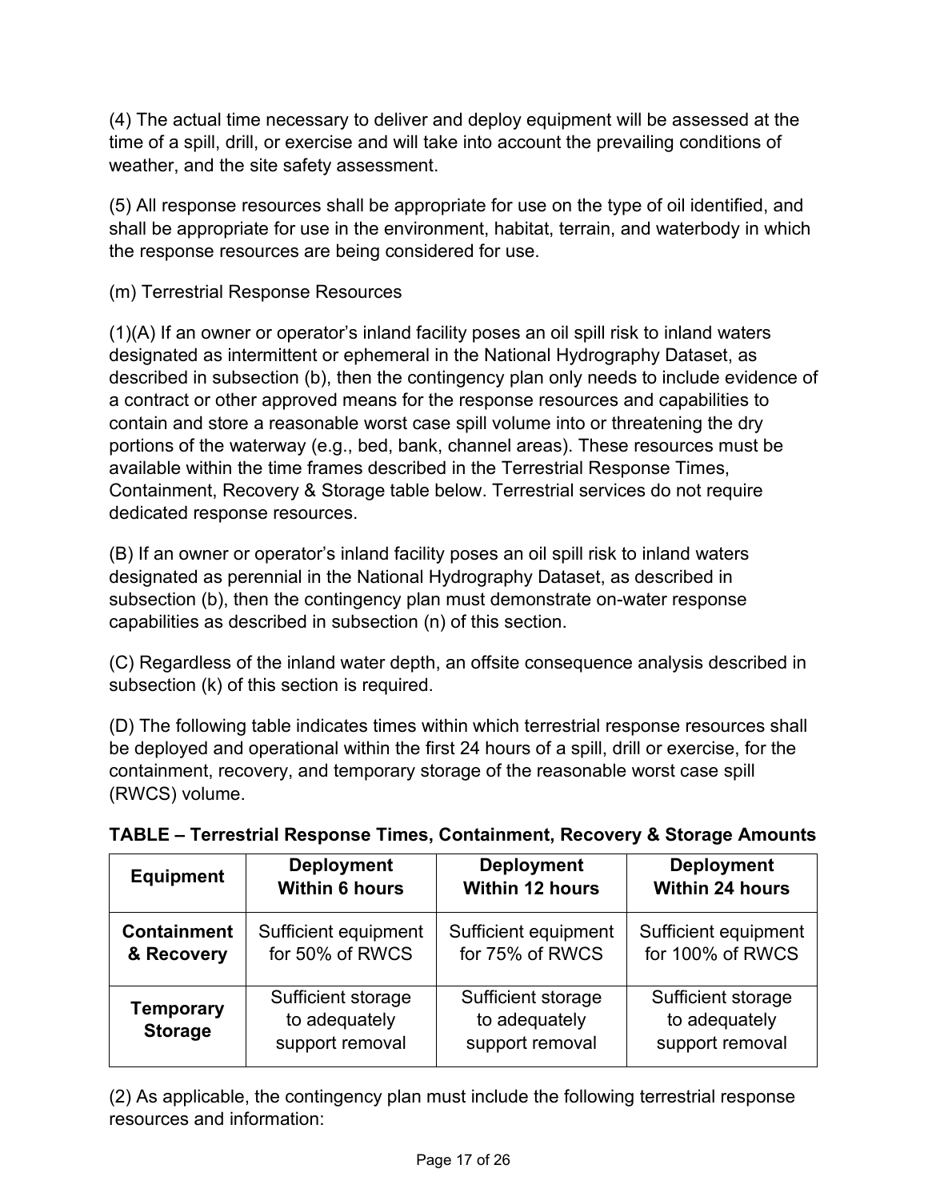(4) The actual time necessary to deliver and deploy equipment will be assessed at the time of a spill, drill, or exercise and will take into account the prevailing conditions of weather, and the site safety assessment.

(5) All response resources shall be appropriate for use on the type of oil identified, and shall be appropriate for use in the environment, habitat, terrain, and waterbody in which the response resources are being considered for use.

(m) Terrestrial Response Resources

(1)(A) If an owner or operator's inland facility poses an oil spill risk to inland waters designated as intermittent or ephemeral in the National Hydrography Dataset, as described in subsection (b), then the contingency plan only needs to include evidence of a contract or other approved means for the response resources and capabilities to contain and store a reasonable worst case spill volume into or threatening the dry portions of the waterway (e.g., bed, bank, channel areas). These resources must be available within the time frames described in the Terrestrial Response Times, Containment, Recovery & Storage table below. Terrestrial services do not require dedicated response resources.

(B) If an owner or operator's inland facility poses an oil spill risk to inland waters designated as perennial in the National Hydrography Dataset, as described in subsection (b), then the contingency plan must demonstrate on-water response capabilities as described in subsection (n) of this section.

(C) Regardless of the inland water depth, an offsite consequence analysis described in subsection (k) of this section is required.

(D) The following table indicates times within which terrestrial response resources shall be deployed and operational within the first 24 hours of a spill, drill or exercise, for the containment, recovery, and temporary storage of the reasonable worst case spill (RWCS) volume.

**TABLE – Terrestrial Response Times, Containment, Recovery & Storage Amounts**

| Equipment | Deployment Within 6 hours | Deployment Within 12 hours | Deployment Within 24 hours |
|---|---|---|---|
| **Containment & Recovery** | Sufficient equipment for 50% of RWCS | Sufficient equipment for 75% of RWCS | Sufficient equipment for 100% of RWCS |
| **Temporary Storage** | Sufficient storage to adequately support removal | Sufficient storage to adequately support removal | Sufficient storage to adequately support removal |

(2) As applicable, the contingency plan must include the following terrestrial response resources and information: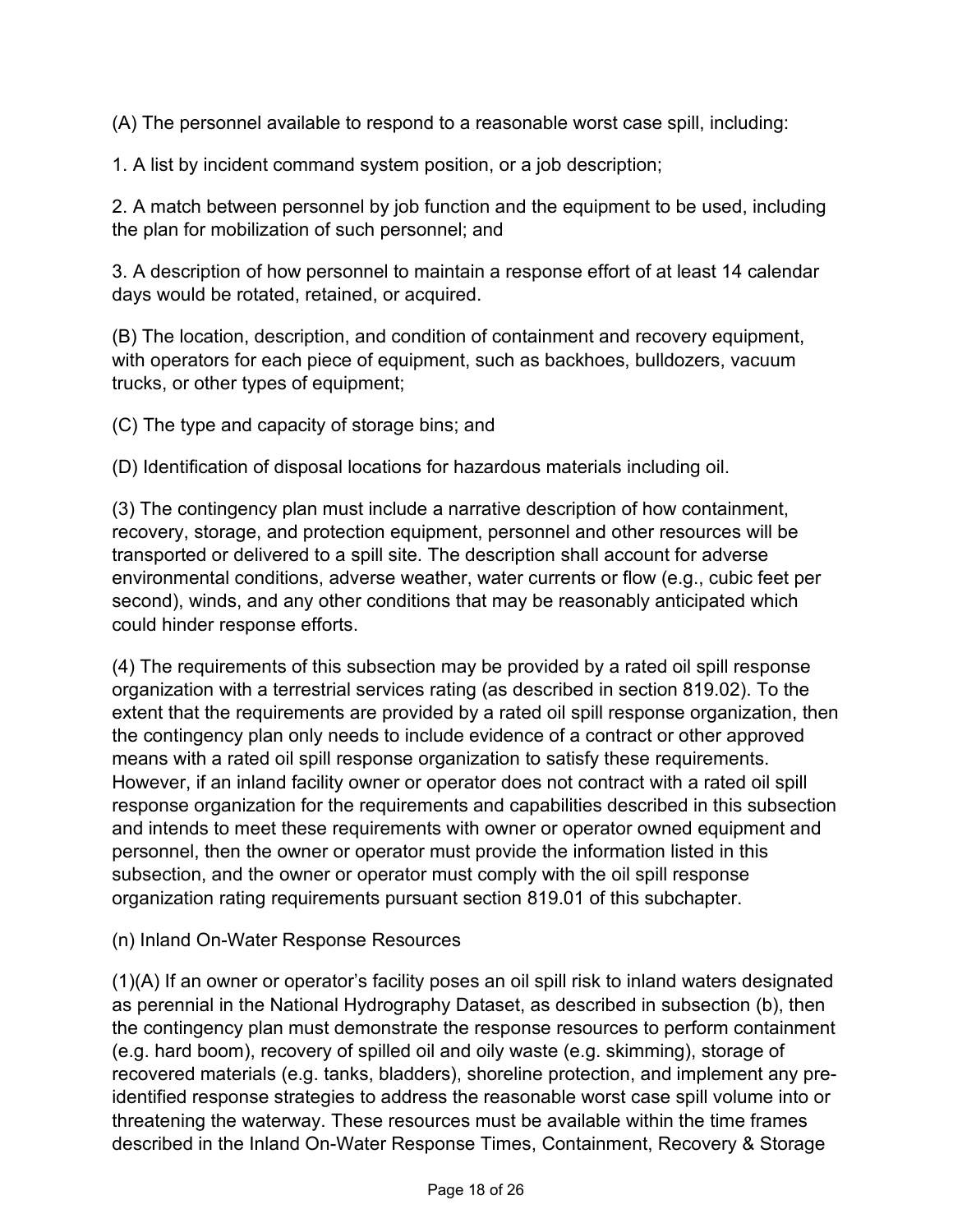(A) The personnel available to respond to a reasonable worst case spill, including:

1. A list by incident command system position, or a job description;

2. A match between personnel by job function and the equipment to be used, including the plan for mobilization of such personnel; and

3. A description of how personnel to maintain a response effort of at least 14 calendar days would be rotated, retained, or acquired.

(B) The location, description, and condition of containment and recovery equipment, with operators for each piece of equipment, such as backhoes, bulldozers, vacuum trucks, or other types of equipment;

(C) The type and capacity of storage bins; and

(D) Identification of disposal locations for hazardous materials including oil.

(3) The contingency plan must include a narrative description of how containment, recovery, storage, and protection equipment, personnel and other resources will be transported or delivered to a spill site. The description shall account for adverse environmental conditions, adverse weather, water currents or flow (e.g., cubic feet per second), winds, and any other conditions that may be reasonably anticipated which could hinder response efforts.

(4) The requirements of this subsection may be provided by a rated oil spill response organization with a terrestrial services rating (as described in section 819.02). To the extent that the requirements are provided by a rated oil spill response organization, then the contingency plan only needs to include evidence of a contract or other approved means with a rated oil spill response organization to satisfy these requirements. However, if an inland facility owner or operator does not contract with a rated oil spill response organization for the requirements and capabilities described in this subsection and intends to meet these requirements with owner or operator owned equipment and personnel, then the owner or operator must provide the information listed in this subsection, and the owner or operator must comply with the oil spill response organization rating requirements pursuant section 819.01 of this subchapter.

(n) Inland On-Water Response Resources

(1)(A) If an owner or operator's facility poses an oil spill risk to inland waters designated as perennial in the National Hydrography Dataset, as described in subsection (b), then the contingency plan must demonstrate the response resources to perform containment (e.g. hard boom), recovery of spilled oil and oily waste (e.g. skimming), storage of recovered materials (e.g. tanks, bladders), shoreline protection, and implement any pre-identified response strategies to address the reasonable worst case spill volume into or threatening the waterway. These resources must be available within the time frames described in the Inland On-Water Response Times, Containment, Recovery & Storage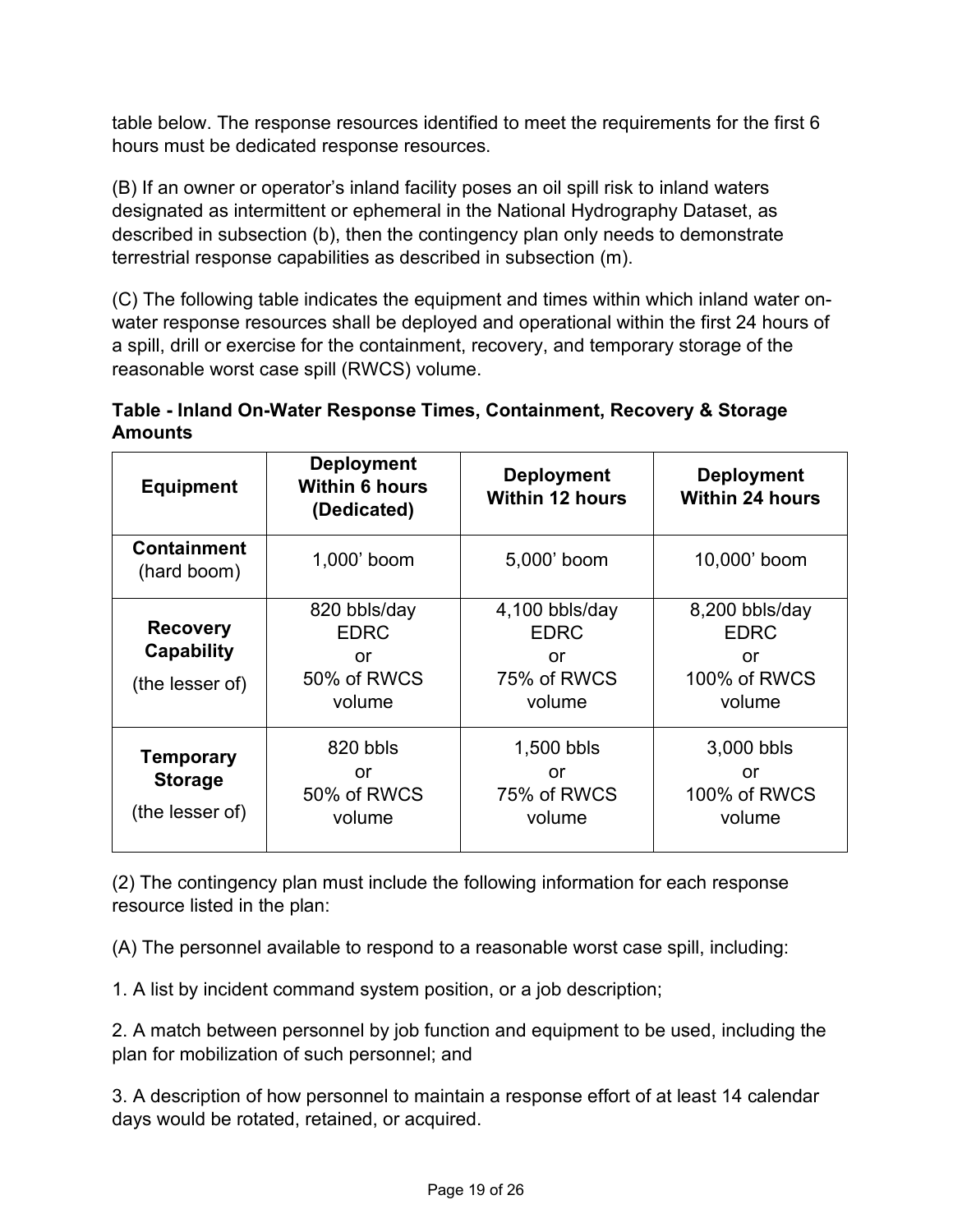table below. The response resources identified to meet the requirements for the first 6 hours must be dedicated response resources.

(B) If an owner or operator's inland facility poses an oil spill risk to inland waters designated as intermittent or ephemeral in the National Hydrography Dataset, as described in subsection (b), then the contingency plan only needs to demonstrate terrestrial response capabilities as described in subsection (m).

(C) The following table indicates the equipment and times within which inland water on-water response resources shall be deployed and operational within the first 24 hours of a spill, drill or exercise for the containment, recovery, and temporary storage of the reasonable worst case spill (RWCS) volume.

**Table - Inland On-Water Response Times, Containment, Recovery & Storage Amounts**

| Equipment | Deployment Within 6 hours (Dedicated) | Deployment Within 12 hours | Deployment Within 24 hours |
|---|---|---|---|
| **Containment** (hard boom) | 1,000' boom | 5,000' boom | 10,000' boom |
| **Recovery Capability** (the lesser of) | 820 bbls/day EDRC or 50% of RWCS volume | 4,100 bbls/day EDRC or 75% of RWCS volume | 8,200 bbls/day EDRC or 100% of RWCS volume |
| **Temporary Storage** (the lesser of) | 820 bbls or 50% of RWCS volume | 1,500 bbls or 75% of RWCS volume | 3,000 bbls or 100% of RWCS volume |

(2) The contingency plan must include the following information for each response resource listed in the plan:

(A) The personnel available to respond to a reasonable worst case spill, including:

1. A list by incident command system position, or a job description;

2. A match between personnel by job function and equipment to be used, including the plan for mobilization of such personnel; and

3. A description of how personnel to maintain a response effort of at least 14 calendar days would be rotated, retained, or acquired.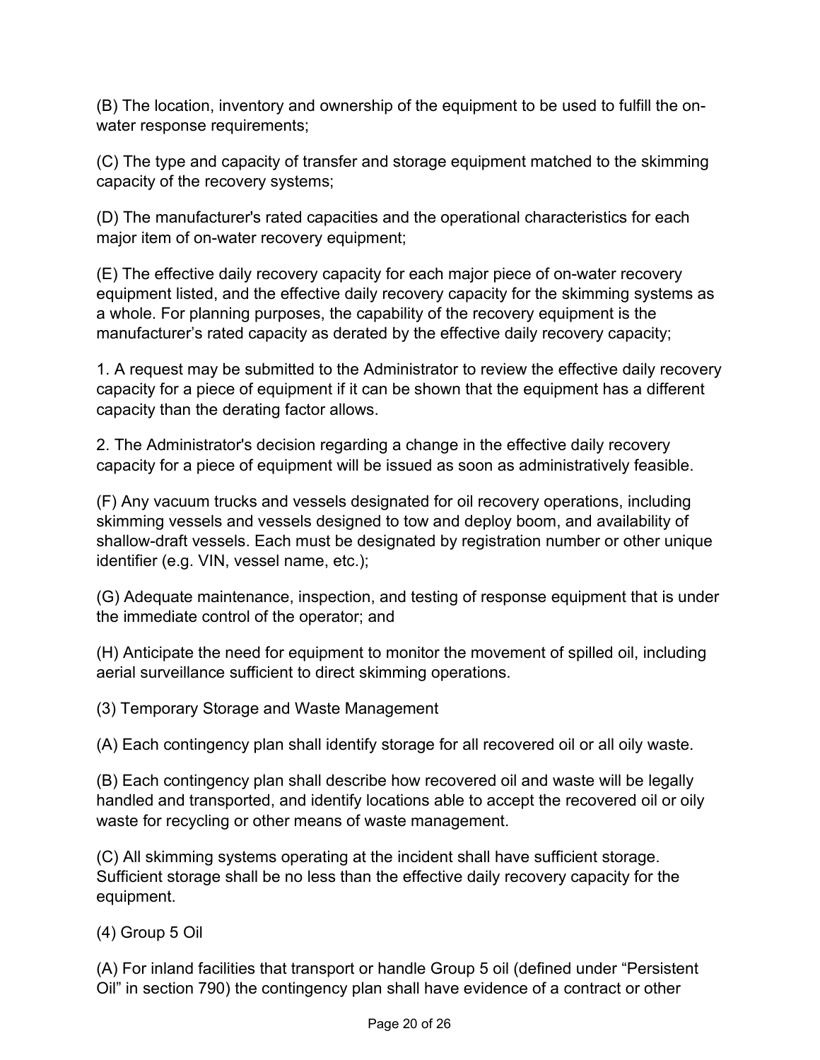(B) The location, inventory and ownership of the equipment to be used to fulfill the on-water response requirements;

(C) The type and capacity of transfer and storage equipment matched to the skimming capacity of the recovery systems;

(D) The manufacturer's rated capacities and the operational characteristics for each major item of on-water recovery equipment;

(E) The effective daily recovery capacity for each major piece of on-water recovery equipment listed, and the effective daily recovery capacity for the skimming systems as a whole. For planning purposes, the capability of the recovery equipment is the manufacturer's rated capacity as derated by the effective daily recovery capacity;

1. A request may be submitted to the Administrator to review the effective daily recovery capacity for a piece of equipment if it can be shown that the equipment has a different capacity than the derating factor allows.

2. The Administrator's decision regarding a change in the effective daily recovery capacity for a piece of equipment will be issued as soon as administratively feasible.

(F) Any vacuum trucks and vessels designated for oil recovery operations, including skimming vessels and vessels designed to tow and deploy boom, and availability of shallow-draft vessels. Each must be designated by registration number or other unique identifier (e.g. VIN, vessel name, etc.);

(G) Adequate maintenance, inspection, and testing of response equipment that is under the immediate control of the operator; and

(H) Anticipate the need for equipment to monitor the movement of spilled oil, including aerial surveillance sufficient to direct skimming operations.

(3) Temporary Storage and Waste Management

(A) Each contingency plan shall identify storage for all recovered oil or all oily waste.

(B) Each contingency plan shall describe how recovered oil and waste will be legally handled and transported, and identify locations able to accept the recovered oil or oily waste for recycling or other means of waste management.

(C) All skimming systems operating at the incident shall have sufficient storage. Sufficient storage shall be no less than the effective daily recovery capacity for the equipment.

(4) Group 5 Oil

(A) For inland facilities that transport or handle Group 5 oil (defined under "Persistent Oil" in section 790) the contingency plan shall have evidence of a contract or other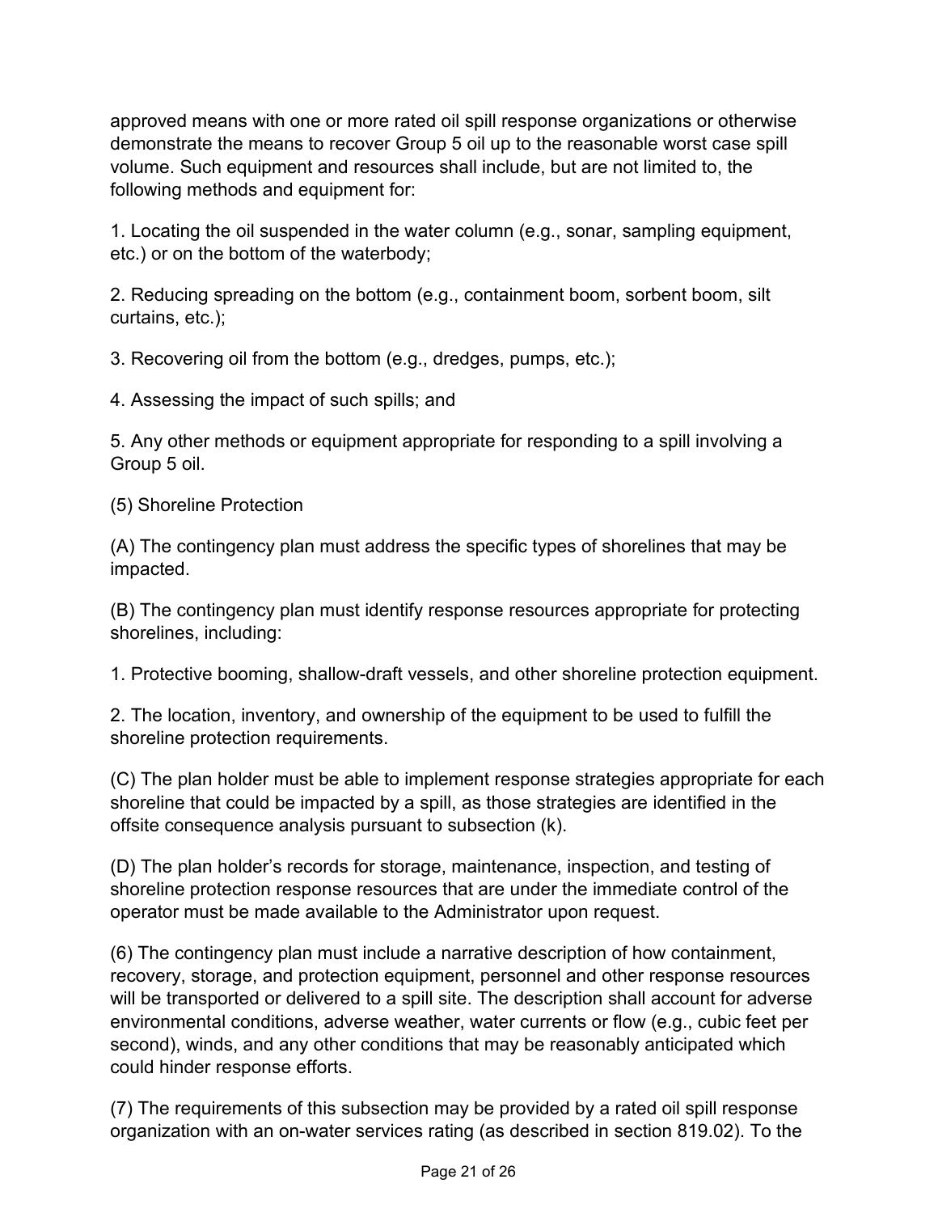approved means with one or more rated oil spill response organizations or otherwise demonstrate the means to recover Group 5 oil up to the reasonable worst case spill volume. Such equipment and resources shall include, but are not limited to, the following methods and equipment for:

1. Locating the oil suspended in the water column (e.g., sonar, sampling equipment, etc.) or on the bottom of the waterbody;

2. Reducing spreading on the bottom (e.g., containment boom, sorbent boom, silt curtains, etc.);

3. Recovering oil from the bottom (e.g., dredges, pumps, etc.);

4. Assessing the impact of such spills; and

5. Any other methods or equipment appropriate for responding to a spill involving a Group 5 oil.

(5) Shoreline Protection

(A) The contingency plan must address the specific types of shorelines that may be impacted.

(B) The contingency plan must identify response resources appropriate for protecting shorelines, including:

1. Protective booming, shallow-draft vessels, and other shoreline protection equipment.

2. The location, inventory, and ownership of the equipment to be used to fulfill the shoreline protection requirements.

(C) The plan holder must be able to implement response strategies appropriate for each shoreline that could be impacted by a spill, as those strategies are identified in the offsite consequence analysis pursuant to subsection (k).

(D) The plan holder's records for storage, maintenance, inspection, and testing of shoreline protection response resources that are under the immediate control of the operator must be made available to the Administrator upon request.

(6) The contingency plan must include a narrative description of how containment, recovery, storage, and protection equipment, personnel and other response resources will be transported or delivered to a spill site. The description shall account for adverse environmental conditions, adverse weather, water currents or flow (e.g., cubic feet per second), winds, and any other conditions that may be reasonably anticipated which could hinder response efforts.

(7) The requirements of this subsection may be provided by a rated oil spill response organization with an on-water services rating (as described in section 819.02). To the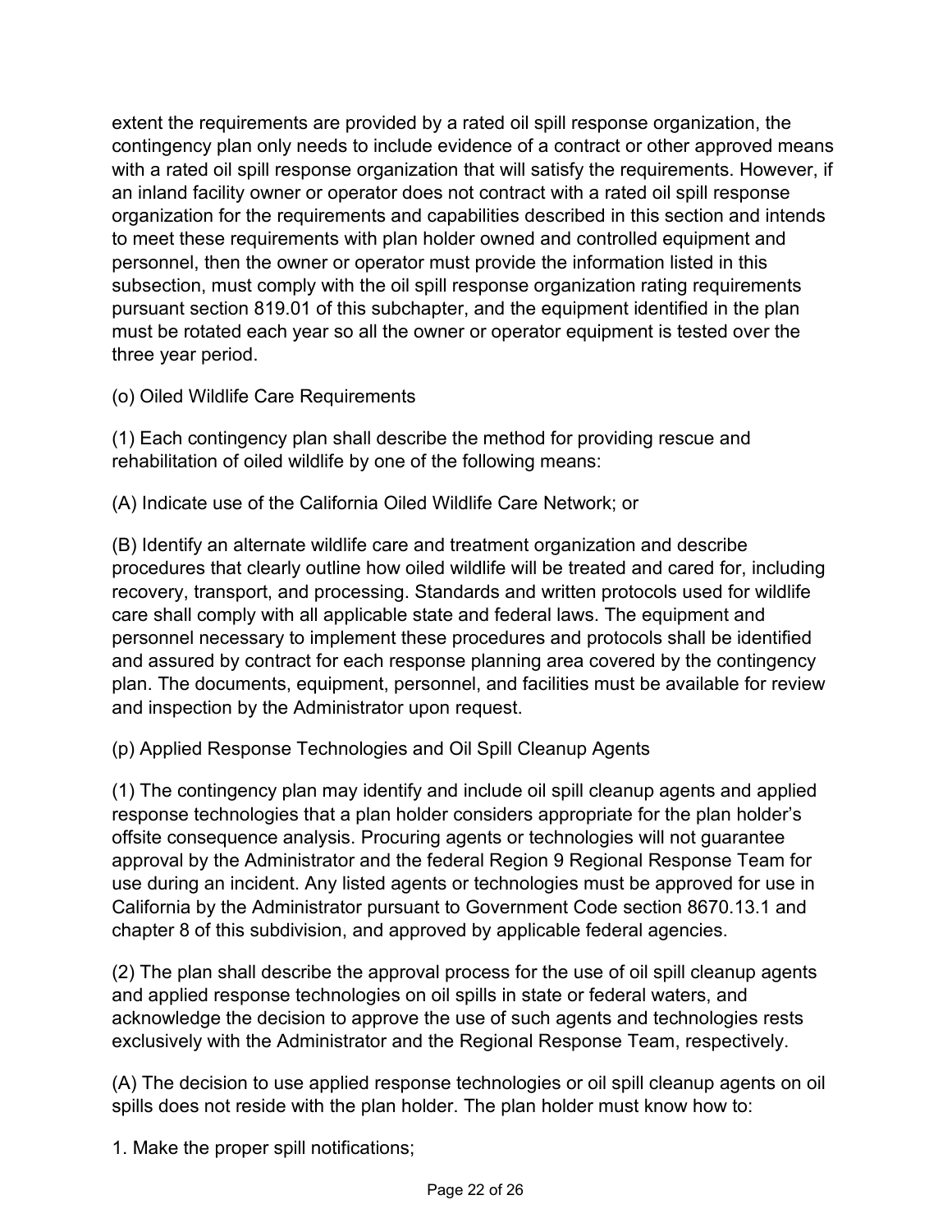extent the requirements are provided by a rated oil spill response organization, the contingency plan only needs to include evidence of a contract or other approved means with a rated oil spill response organization that will satisfy the requirements. However, if an inland facility owner or operator does not contract with a rated oil spill response organization for the requirements and capabilities described in this section and intends to meet these requirements with plan holder owned and controlled equipment and personnel, then the owner or operator must provide the information listed in this subsection, must comply with the oil spill response organization rating requirements pursuant section 819.01 of this subchapter, and the equipment identified in the plan must be rotated each year so all the owner or operator equipment is tested over the three year period.

(o) Oiled Wildlife Care Requirements

(1) Each contingency plan shall describe the method for providing rescue and rehabilitation of oiled wildlife by one of the following means:

(A) Indicate use of the California Oiled Wildlife Care Network; or

(B) Identify an alternate wildlife care and treatment organization and describe procedures that clearly outline how oiled wildlife will be treated and cared for, including recovery, transport, and processing. Standards and written protocols used for wildlife care shall comply with all applicable state and federal laws. The equipment and personnel necessary to implement these procedures and protocols shall be identified and assured by contract for each response planning area covered by the contingency plan. The documents, equipment, personnel, and facilities must be available for review and inspection by the Administrator upon request.

(p) Applied Response Technologies and Oil Spill Cleanup Agents

(1) The contingency plan may identify and include oil spill cleanup agents and applied response technologies that a plan holder considers appropriate for the plan holder's offsite consequence analysis. Procuring agents or technologies will not guarantee approval by the Administrator and the federal Region 9 Regional Response Team for use during an incident. Any listed agents or technologies must be approved for use in California by the Administrator pursuant to Government Code section 8670.13.1 and chapter 8 of this subdivision, and approved by applicable federal agencies.

(2) The plan shall describe the approval process for the use of oil spill cleanup agents and applied response technologies on oil spills in state or federal waters, and acknowledge the decision to approve the use of such agents and technologies rests exclusively with the Administrator and the Regional Response Team, respectively.

(A) The decision to use applied response technologies or oil spill cleanup agents on oil spills does not reside with the plan holder. The plan holder must know how to:

1. Make the proper spill notifications;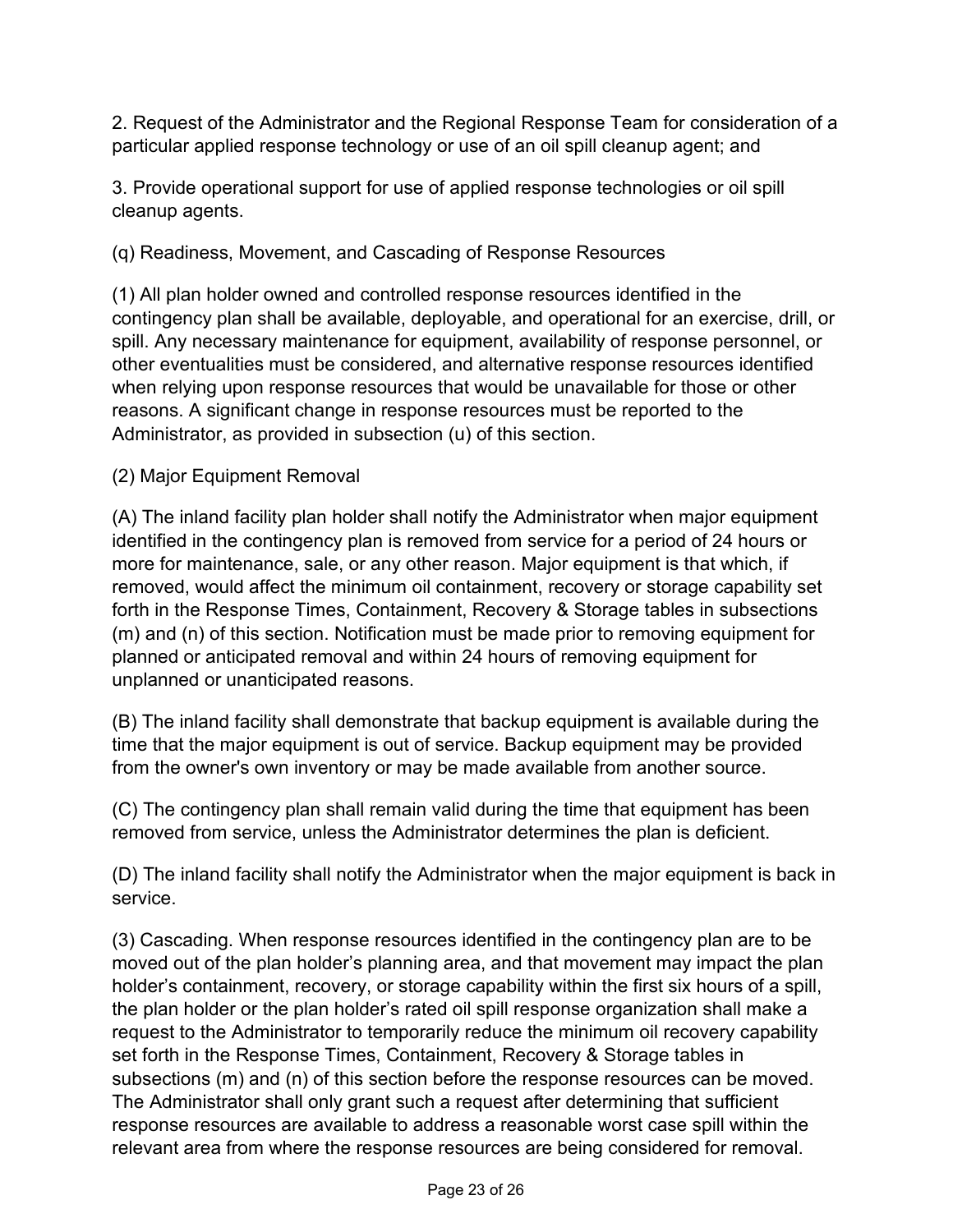2. Request of the Administrator and the Regional Response Team for consideration of a particular applied response technology or use of an oil spill cleanup agent; and

3. Provide operational support for use of applied response technologies or oil spill cleanup agents.

(q) Readiness, Movement, and Cascading of Response Resources

(1) All plan holder owned and controlled response resources identified in the contingency plan shall be available, deployable, and operational for an exercise, drill, or spill. Any necessary maintenance for equipment, availability of response personnel, or other eventualities must be considered, and alternative response resources identified when relying upon response resources that would be unavailable for those or other reasons. A significant change in response resources must be reported to the Administrator, as provided in subsection (u) of this section.

(2) Major Equipment Removal

(A) The inland facility plan holder shall notify the Administrator when major equipment identified in the contingency plan is removed from service for a period of 24 hours or more for maintenance, sale, or any other reason. Major equipment is that which, if removed, would affect the minimum oil containment, recovery or storage capability set forth in the Response Times, Containment, Recovery & Storage tables in subsections (m) and (n) of this section. Notification must be made prior to removing equipment for planned or anticipated removal and within 24 hours of removing equipment for unplanned or unanticipated reasons.

(B) The inland facility shall demonstrate that backup equipment is available during the time that the major equipment is out of service. Backup equipment may be provided from the owner's own inventory or may be made available from another source.

(C) The contingency plan shall remain valid during the time that equipment has been removed from service, unless the Administrator determines the plan is deficient.

(D) The inland facility shall notify the Administrator when the major equipment is back in service.

(3) Cascading. When response resources identified in the contingency plan are to be moved out of the plan holder's planning area, and that movement may impact the plan holder's containment, recovery, or storage capability within the first six hours of a spill, the plan holder or the plan holder's rated oil spill response organization shall make a request to the Administrator to temporarily reduce the minimum oil recovery capability set forth in the Response Times, Containment, Recovery & Storage tables in subsections (m) and (n) of this section before the response resources can be moved. The Administrator shall only grant such a request after determining that sufficient response resources are available to address a reasonable worst case spill within the relevant area from where the response resources are being considered for removal.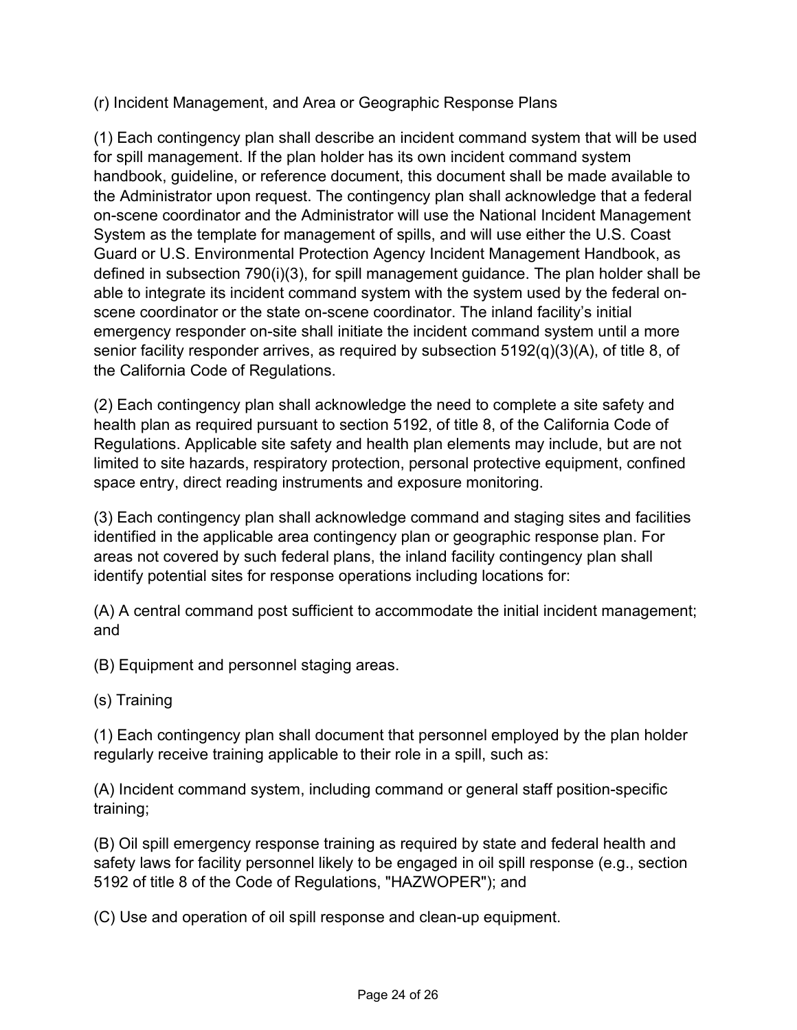(r) Incident Management, and Area or Geographic Response Plans

(1) Each contingency plan shall describe an incident command system that will be used for spill management. If the plan holder has its own incident command system handbook, guideline, or reference document, this document shall be made available to the Administrator upon request. The contingency plan shall acknowledge that a federal on-scene coordinator and the Administrator will use the National Incident Management System as the template for management of spills, and will use either the U.S. Coast Guard or U.S. Environmental Protection Agency Incident Management Handbook, as defined in subsection 790(i)(3), for spill management guidance. The plan holder shall be able to integrate its incident command system with the system used by the federal on-scene coordinator or the state on-scene coordinator. The inland facility's initial emergency responder on-site shall initiate the incident command system until a more senior facility responder arrives, as required by subsection 5192(q)(3)(A), of title 8, of the California Code of Regulations.

(2) Each contingency plan shall acknowledge the need to complete a site safety and health plan as required pursuant to section 5192, of title 8, of the California Code of Regulations. Applicable site safety and health plan elements may include, but are not limited to site hazards, respiratory protection, personal protective equipment, confined space entry, direct reading instruments and exposure monitoring.

(3) Each contingency plan shall acknowledge command and staging sites and facilities identified in the applicable area contingency plan or geographic response plan. For areas not covered by such federal plans, the inland facility contingency plan shall identify potential sites for response operations including locations for:

(A) A central command post sufficient to accommodate the initial incident management; and

(B) Equipment and personnel staging areas.

(s) Training

(1) Each contingency plan shall document that personnel employed by the plan holder regularly receive training applicable to their role in a spill, such as:

(A) Incident command system, including command or general staff position-specific training;

(B) Oil spill emergency response training as required by state and federal health and safety laws for facility personnel likely to be engaged in oil spill response (e.g., section 5192 of title 8 of the Code of Regulations, "HAZWOPER"); and

(C) Use and operation of oil spill response and clean-up equipment.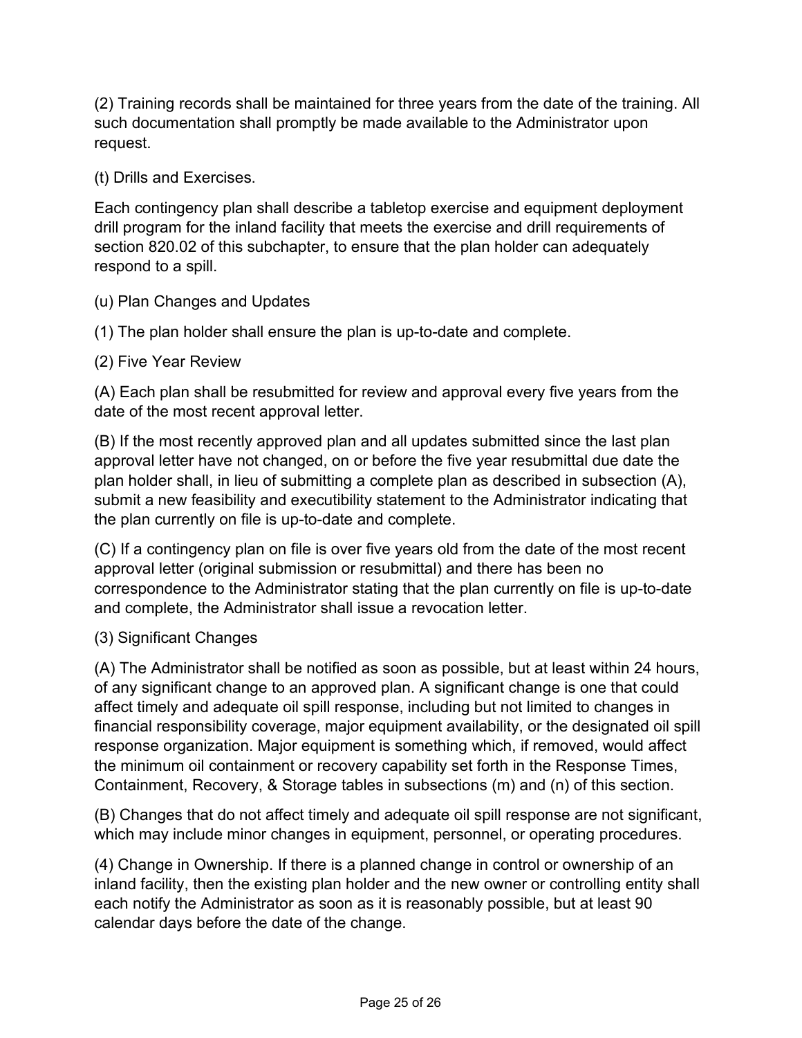(2) Training records shall be maintained for three years from the date of the training. All such documentation shall promptly be made available to the Administrator upon request.

(t) Drills and Exercises.

Each contingency plan shall describe a tabletop exercise and equipment deployment drill program for the inland facility that meets the exercise and drill requirements of section 820.02 of this subchapter, to ensure that the plan holder can adequately respond to a spill.

(u) Plan Changes and Updates

(1) The plan holder shall ensure the plan is up-to-date and complete.

(2) Five Year Review

(A) Each plan shall be resubmitted for review and approval every five years from the date of the most recent approval letter.

(B) If the most recently approved plan and all updates submitted since the last plan approval letter have not changed, on or before the five year resubmittal due date the plan holder shall, in lieu of submitting a complete plan as described in subsection (A), submit a new feasibility and executibility statement to the Administrator indicating that the plan currently on file is up-to-date and complete.

(C) If a contingency plan on file is over five years old from the date of the most recent approval letter (original submission or resubmittal) and there has been no correspondence to the Administrator stating that the plan currently on file is up-to-date and complete, the Administrator shall issue a revocation letter.

(3) Significant Changes

(A) The Administrator shall be notified as soon as possible, but at least within 24 hours, of any significant change to an approved plan. A significant change is one that could affect timely and adequate oil spill response, including but not limited to changes in financial responsibility coverage, major equipment availability, or the designated oil spill response organization. Major equipment is something which, if removed, would affect the minimum oil containment or recovery capability set forth in the Response Times, Containment, Recovery, & Storage tables in subsections (m) and (n) of this section.

(B) Changes that do not affect timely and adequate oil spill response are not significant, which may include minor changes in equipment, personnel, or operating procedures.

(4) Change in Ownership. If there is a planned change in control or ownership of an inland facility, then the existing plan holder and the new owner or controlling entity shall each notify the Administrator as soon as it is reasonably possible, but at least 90 calendar days before the date of the change.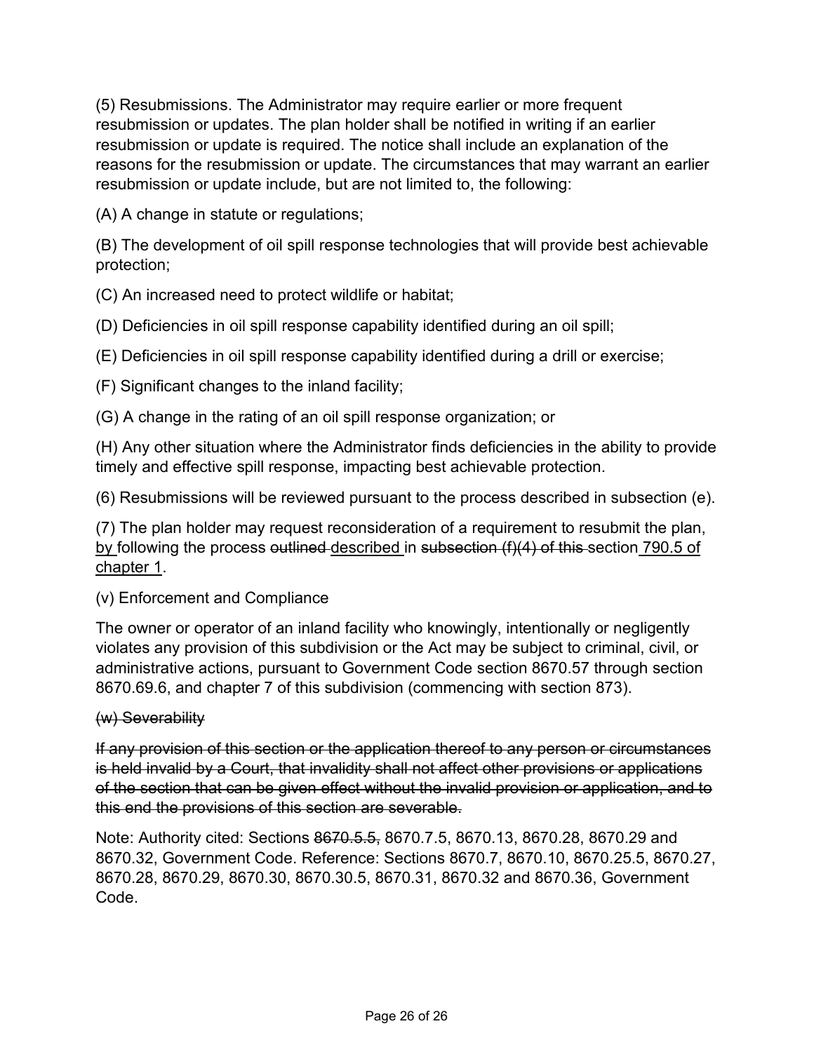(5) Resubmissions. The Administrator may require earlier or more frequent resubmission or updates. The plan holder shall be notified in writing if an earlier resubmission or update is required. The notice shall include an explanation of the reasons for the resubmission or update. The circumstances that may warrant an earlier resubmission or update include, but are not limited to, the following:

(A) A change in statute or regulations;

(B) The development of oil spill response technologies that will provide best achievable protection;

(C) An increased need to protect wildlife or habitat;

(D) Deficiencies in oil spill response capability identified during an oil spill;

(E) Deficiencies in oil spill response capability identified during a drill or exercise;

(F) Significant changes to the inland facility;

(G) A change in the rating of an oil spill response organization; or

(H) Any other situation where the Administrator finds deficiencies in the ability to provide timely and effective spill response, impacting best achievable protection.

(6) Resubmissions will be reviewed pursuant to the process described in subsection (e).

(7) The plan holder may request reconsideration of a requirement to resubmit the plan, <u>by </u>following the process ~~outlined~~ <u>described </u>in ~~subsection (f)(4) of this~~ section<u> 790.5 of chapter 1</u>.

(v) Enforcement and Compliance

The owner or operator of an inland facility who knowingly, intentionally or negligently violates any provision of this subdivision or the Act may be subject to criminal, civil, or administrative actions, pursuant to Government Code section 8670.57 through section 8670.69.6, and chapter 7 of this subdivision (commencing with section 873).

~~(w) Severability~~

~~If any provision of this section or the application thereof to any person or circumstances is held invalid by a Court, that invalidity shall not affect other provisions or applications of the section that can be given effect without the invalid provision or application, and to this end the provisions of this section are severable.~~

Note: Authority cited: Sections ~~8670.5.5,~~ 8670.7.5, 8670.13, 8670.28, 8670.29 and 8670.32, Government Code. Reference: Sections 8670.7, 8670.10, 8670.25.5, 8670.27, 8670.28, 8670.29, 8670.30, 8670.30.5, 8670.31, 8670.32 and 8670.36, Government Code.